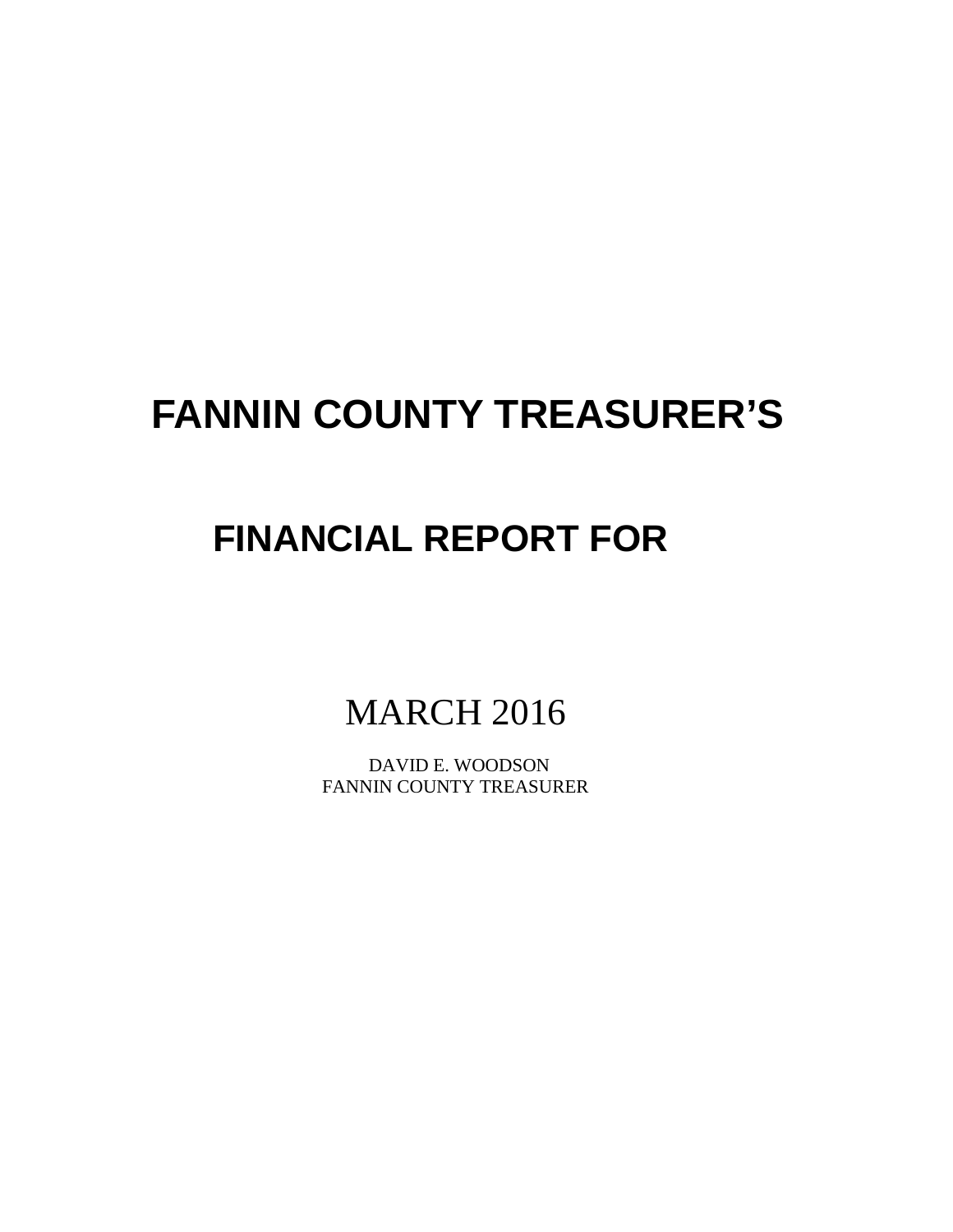# FANNIN COUNTY TREASURER'S

# FINANCIAL REPORT FOR

MARCH 2016

DAVID E. WOODSON
FANNIN COUNTY TREASURER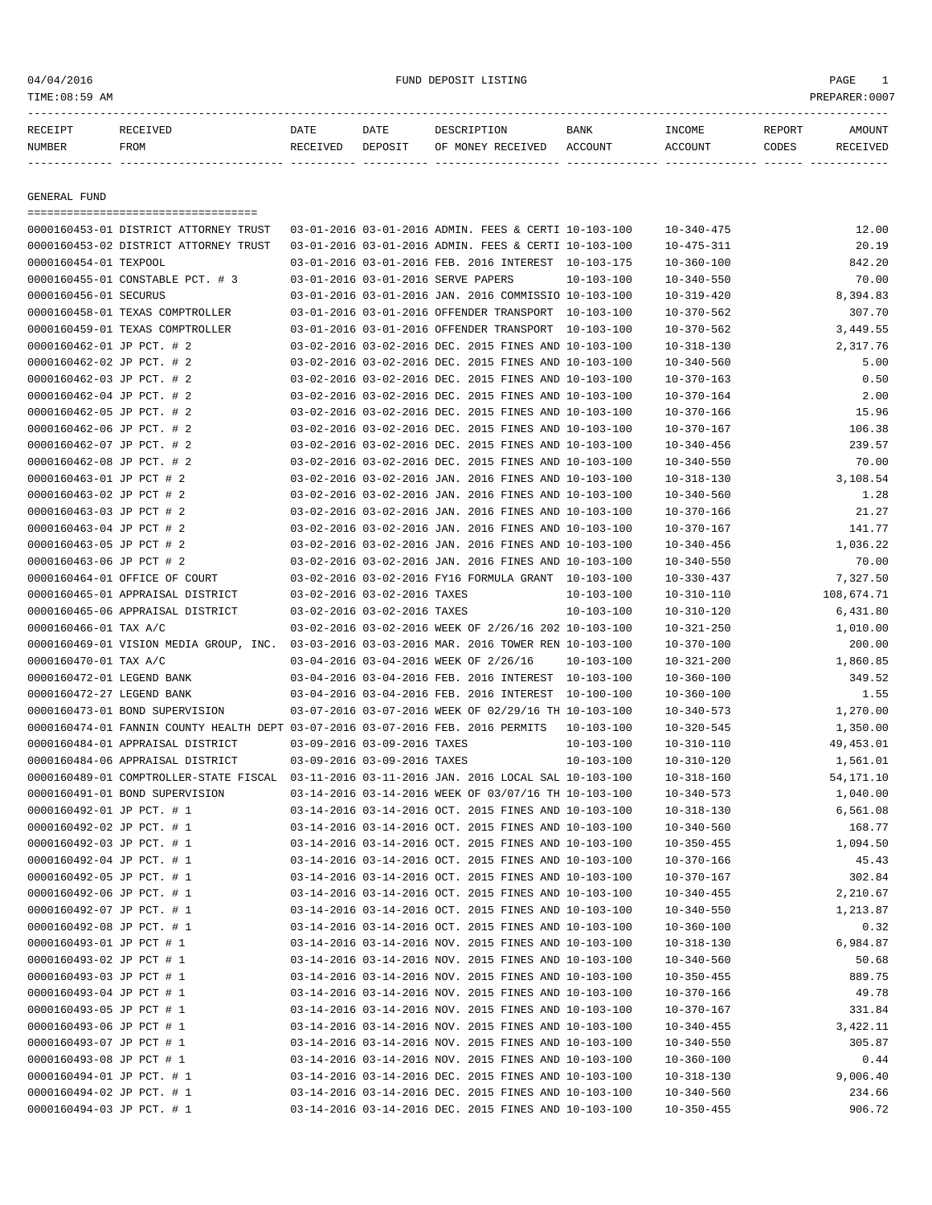FUND DEPOSIT LISTING

TIME:08:59 AM

PREPARER:0007

| RECEIPT NUMBER | RECEIVED FROM | DATE RECEIVED | DATE DEPOSIT | DESCRIPTION OF MONEY RECEIVED | BANK ACCOUNT | INCOME ACCOUNT | REPORT CODES | AMOUNT RECEIVED |
|---|---|---|---|---|---|---|---|---|

## GENERAL FUND

| RECEIPT NUMBER | RECEIVED FROM | DATE RECEIVED | DATE DEPOSIT | DESCRIPTION OF MONEY RECEIVED | BANK ACCOUNT | INCOME ACCOUNT | REPORT CODES | AMOUNT RECEIVED |
|---|---|---|---|---|---|---|---|---|
| 0000160453-01 | DISTRICT ATTORNEY TRUST | 03-01-2016 | 03-01-2016 | ADMIN. FEES & CERTI | 10-103-100 | 10-340-475 | | 12.00 |
| 0000160453-02 | DISTRICT ATTORNEY TRUST | 03-01-2016 | 03-01-2016 | ADMIN. FEES & CERTI | 10-103-100 | 10-475-311 | | 20.19 |
| 0000160454-01 | TEXPOOL | 03-01-2016 | 03-01-2016 | FEB. 2016 INTEREST | 10-103-175 | 10-360-100 | | 842.20 |
| 0000160455-01 | CONSTABLE PCT. # 3 | 03-01-2016 | 03-01-2016 | SERVE PAPERS | 10-103-100 | 10-340-550 | | 70.00 |
| 0000160456-01 | SECURUS | 03-01-2016 | 03-01-2016 | JAN. 2016 COMMISSIO | 10-103-100 | 10-319-420 | | 8,394.83 |
| 0000160458-01 | TEXAS COMPTROLLER | 03-01-2016 | 03-01-2016 | OFFENDER TRANSPORT | 10-103-100 | 10-370-562 | | 307.70 |
| 0000160459-01 | TEXAS COMPTROLLER | 03-01-2016 | 03-01-2016 | OFFENDER TRANSPORT | 10-103-100 | 10-370-562 | | 3,449.55 |
| 0000160462-01 | JP PCT. # 2 | 03-02-2016 | 03-02-2016 | DEC. 2015 FINES AND | 10-103-100 | 10-318-130 | | 2,317.76 |
| 0000160462-02 | JP PCT. # 2 | 03-02-2016 | 03-02-2016 | DEC. 2015 FINES AND | 10-103-100 | 10-340-560 | | 5.00 |
| 0000160462-03 | JP PCT. # 2 | 03-02-2016 | 03-02-2016 | DEC. 2015 FINES AND | 10-103-100 | 10-370-163 | | 0.50 |
| 0000160462-04 | JP PCT. # 2 | 03-02-2016 | 03-02-2016 | DEC. 2015 FINES AND | 10-103-100 | 10-370-164 | | 2.00 |
| 0000160462-05 | JP PCT. # 2 | 03-02-2016 | 03-02-2016 | DEC. 2015 FINES AND | 10-103-100 | 10-370-166 | | 15.96 |
| 0000160462-06 | JP PCT. # 2 | 03-02-2016 | 03-02-2016 | DEC. 2015 FINES AND | 10-103-100 | 10-370-167 | | 106.38 |
| 0000160462-07 | JP PCT. # 2 | 03-02-2016 | 03-02-2016 | DEC. 2015 FINES AND | 10-103-100 | 10-340-456 | | 239.57 |
| 0000160462-08 | JP PCT. # 2 | 03-02-2016 | 03-02-2016 | DEC. 2015 FINES AND | 10-103-100 | 10-340-550 | | 70.00 |
| 0000160463-01 | JP PCT # 2 | 03-02-2016 | 03-02-2016 | JAN. 2016 FINES AND | 10-103-100 | 10-318-130 | | 3,108.54 |
| 0000160463-02 | JP PCT # 2 | 03-02-2016 | 03-02-2016 | JAN. 2016 FINES AND | 10-103-100 | 10-340-560 | | 1.28 |
| 0000160463-03 | JP PCT # 2 | 03-02-2016 | 03-02-2016 | JAN. 2016 FINES AND | 10-103-100 | 10-370-166 | | 21.27 |
| 0000160463-04 | JP PCT # 2 | 03-02-2016 | 03-02-2016 | JAN. 2016 FINES AND | 10-103-100 | 10-370-167 | | 141.77 |
| 0000160463-05 | JP PCT # 2 | 03-02-2016 | 03-02-2016 | JAN. 2016 FINES AND | 10-103-100 | 10-340-456 | | 1,036.22 |
| 0000160463-06 | JP PCT # 2 | 03-02-2016 | 03-02-2016 | JAN. 2016 FINES AND | 10-103-100 | 10-340-550 | | 70.00 |
| 0000160464-01 | OFFICE OF COURT | 03-02-2016 | 03-02-2016 | FY16 FORMULA GRANT | 10-103-100 | 10-330-437 | | 7,327.50 |
| 0000160465-01 | APPRAISAL DISTRICT | 03-02-2016 | 03-02-2016 | TAXES | 10-103-100 | 10-310-110 | | 108,674.71 |
| 0000160465-06 | APPRAISAL DISTRICT | 03-02-2016 | 03-02-2016 | TAXES | 10-103-100 | 10-310-120 | | 6,431.80 |
| 0000160466-01 | TAX A/C | 03-02-2016 | 03-02-2016 | WEEK OF 2/26/16 202 | 10-103-100 | 10-321-250 | | 1,010.00 |
| 0000160469-01 | VISION MEDIA GROUP, INC. | 03-03-2016 | 03-03-2016 | MAR. 2016 TOWER REN | 10-103-100 | 10-370-100 | | 200.00 |
| 0000160470-01 | TAX A/C | 03-04-2016 | 03-04-2016 | WEEK OF 2/26/16 | 10-103-100 | 10-321-200 | | 1,860.85 |
| 0000160472-01 | LEGEND BANK | 03-04-2016 | 03-04-2016 | FEB. 2016 INTEREST | 10-103-100 | 10-360-100 | | 349.52 |
| 0000160472-27 | LEGEND BANK | 03-04-2016 | 03-04-2016 | FEB. 2016 INTEREST | 10-100-100 | 10-360-100 | | 1.55 |
| 0000160473-01 | BOND SUPERVISION | 03-07-2016 | 03-07-2016 | WEEK OF 02/29/16 TH | 10-103-100 | 10-340-573 | | 1,270.00 |
| 0000160474-01 | FANNIN COUNTY HEALTH DEPT | 03-07-2016 | 03-07-2016 | FEB. 2016 PERMITS | 10-103-100 | 10-320-545 | | 1,350.00 |
| 0000160484-01 | APPRAISAL DISTRICT | 03-09-2016 | 03-09-2016 | TAXES | 10-103-100 | 10-310-110 | | 49,453.01 |
| 0000160484-06 | APPRAISAL DISTRICT | 03-09-2016 | 03-09-2016 | TAXES | 10-103-100 | 10-310-120 | | 1,561.01 |
| 0000160489-01 | COMPTROLLER-STATE FISCAL | 03-11-2016 | 03-11-2016 | JAN. 2016 LOCAL SAL | 10-103-100 | 10-318-160 | | 54,171.10 |
| 0000160491-01 | BOND SUPERVISION | 03-14-2016 | 03-14-2016 | WEEK OF 03/07/16 TH | 10-103-100 | 10-340-573 | | 1,040.00 |
| 0000160492-01 | JP PCT. # 1 | 03-14-2016 | 03-14-2016 | OCT. 2015 FINES AND | 10-103-100 | 10-318-130 | | 6,561.08 |
| 0000160492-02 | JP PCT. # 1 | 03-14-2016 | 03-14-2016 | OCT. 2015 FINES AND | 10-103-100 | 10-340-560 | | 168.77 |
| 0000160492-03 | JP PCT. # 1 | 03-14-2016 | 03-14-2016 | OCT. 2015 FINES AND | 10-103-100 | 10-350-455 | | 1,094.50 |
| 0000160492-04 | JP PCT. # 1 | 03-14-2016 | 03-14-2016 | OCT. 2015 FINES AND | 10-103-100 | 10-370-166 | | 45.43 |
| 0000160492-05 | JP PCT. # 1 | 03-14-2016 | 03-14-2016 | OCT. 2015 FINES AND | 10-103-100 | 10-370-167 | | 302.84 |
| 0000160492-06 | JP PCT. # 1 | 03-14-2016 | 03-14-2016 | OCT. 2015 FINES AND | 10-103-100 | 10-340-455 | | 2,210.67 |
| 0000160492-07 | JP PCT. # 1 | 03-14-2016 | 03-14-2016 | OCT. 2015 FINES AND | 10-103-100 | 10-340-550 | | 1,213.87 |
| 0000160492-08 | JP PCT. # 1 | 03-14-2016 | 03-14-2016 | OCT. 2015 FINES AND | 10-103-100 | 10-360-100 | | 0.32 |
| 0000160493-01 | JP PCT # 1 | 03-14-2016 | 03-14-2016 | NOV. 2015 FINES AND | 10-103-100 | 10-318-130 | | 6,984.87 |
| 0000160493-02 | JP PCT # 1 | 03-14-2016 | 03-14-2016 | NOV. 2015 FINES AND | 10-103-100 | 10-340-560 | | 50.68 |
| 0000160493-03 | JP PCT # 1 | 03-14-2016 | 03-14-2016 | NOV. 2015 FINES AND | 10-103-100 | 10-350-455 | | 889.75 |
| 0000160493-04 | JP PCT # 1 | 03-14-2016 | 03-14-2016 | NOV. 2015 FINES AND | 10-103-100 | 10-370-166 | | 49.78 |
| 0000160493-05 | JP PCT # 1 | 03-14-2016 | 03-14-2016 | NOV. 2015 FINES AND | 10-103-100 | 10-370-167 | | 331.84 |
| 0000160493-06 | JP PCT # 1 | 03-14-2016 | 03-14-2016 | NOV. 2015 FINES AND | 10-103-100 | 10-340-455 | | 3,422.11 |
| 0000160493-07 | JP PCT # 1 | 03-14-2016 | 03-14-2016 | NOV. 2015 FINES AND | 10-103-100 | 10-340-550 | | 305.87 |
| 0000160493-08 | JP PCT # 1 | 03-14-2016 | 03-14-2016 | NOV. 2015 FINES AND | 10-103-100 | 10-360-100 | | 0.44 |
| 0000160494-01 | JP PCT. # 1 | 03-14-2016 | 03-14-2016 | DEC. 2015 FINES AND | 10-103-100 | 10-318-130 | | 9,006.40 |
| 0000160494-02 | JP PCT. # 1 | 03-14-2016 | 03-14-2016 | DEC. 2015 FINES AND | 10-103-100 | 10-340-560 | | 234.66 |
| 0000160494-03 | JP PCT. # 1 | 03-14-2016 | 03-14-2016 | DEC. 2015 FINES AND | 10-103-100 | 10-350-455 | | 906.72 |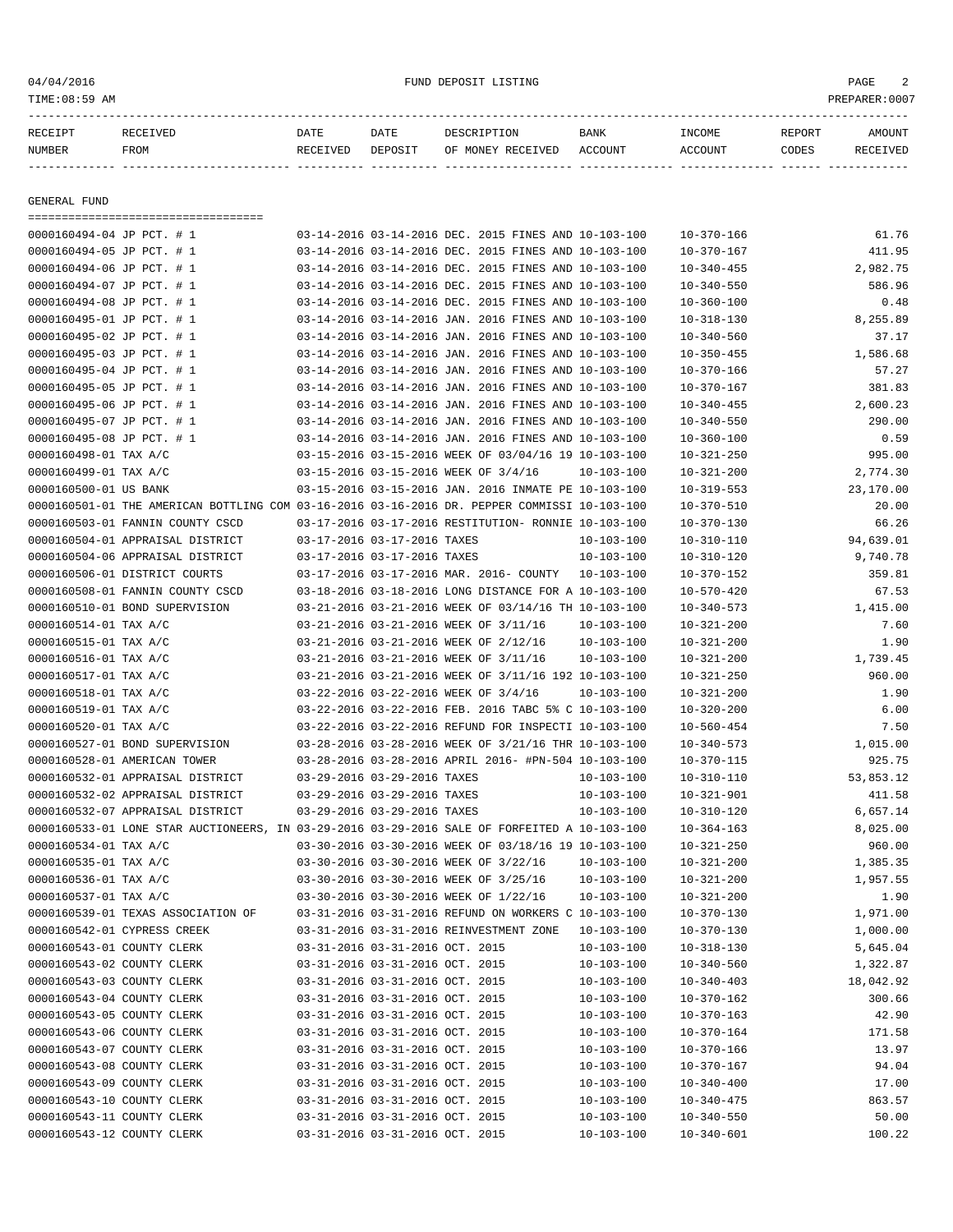| RECEIPT NUMBER | RECEIVED FROM | DATE RECEIVED | DATE DEPOSIT | DESCRIPTION OF MONEY RECEIVED | BANK ACCOUNT | INCOME ACCOUNT | REPORT CODES | AMOUNT RECEIVED |
|---|---|---|---|---|---|---|---|---|

GENERAL FUND

| RECEIPT NUMBER | RECEIVED FROM | DATE RECEIVED | DATE DEPOSIT | DESCRIPTION OF MONEY RECEIVED | BANK ACCOUNT | INCOME ACCOUNT | REPORT CODES | AMOUNT RECEIVED |
|---|---|---|---|---|---|---|---|---|
| 0000160494-04 | JP PCT. # 1 | 03-14-2016 | 03-14-2016 | DEC. 2015 FINES AND | 10-103-100 | 10-370-166 | | 61.76 |
| 0000160494-05 | JP PCT. # 1 | 03-14-2016 | 03-14-2016 | DEC. 2015 FINES AND | 10-103-100 | 10-370-167 | | 411.95 |
| 0000160494-06 | JP PCT. # 1 | 03-14-2016 | 03-14-2016 | DEC. 2015 FINES AND | 10-103-100 | 10-340-455 | | 2,982.75 |
| 0000160494-07 | JP PCT. # 1 | 03-14-2016 | 03-14-2016 | DEC. 2015 FINES AND | 10-103-100 | 10-340-550 | | 586.96 |
| 0000160494-08 | JP PCT. # 1 | 03-14-2016 | 03-14-2016 | DEC. 2015 FINES AND | 10-103-100 | 10-360-100 | | 0.48 |
| 0000160495-01 | JP PCT. # 1 | 03-14-2016 | 03-14-2016 | JAN. 2016 FINES AND | 10-103-100 | 10-318-130 | | 8,255.89 |
| 0000160495-02 | JP PCT. # 1 | 03-14-2016 | 03-14-2016 | JAN. 2016 FINES AND | 10-103-100 | 10-340-560 | | 37.17 |
| 0000160495-03 | JP PCT. # 1 | 03-14-2016 | 03-14-2016 | JAN. 2016 FINES AND | 10-103-100 | 10-350-455 | | 1,586.68 |
| 0000160495-04 | JP PCT. # 1 | 03-14-2016 | 03-14-2016 | JAN. 2016 FINES AND | 10-103-100 | 10-370-166 | | 57.27 |
| 0000160495-05 | JP PCT. # 1 | 03-14-2016 | 03-14-2016 | JAN. 2016 FINES AND | 10-103-100 | 10-370-167 | | 381.83 |
| 0000160495-06 | JP PCT. # 1 | 03-14-2016 | 03-14-2016 | JAN. 2016 FINES AND | 10-103-100 | 10-340-455 | | 2,600.23 |
| 0000160495-07 | JP PCT. # 1 | 03-14-2016 | 03-14-2016 | JAN. 2016 FINES AND | 10-103-100 | 10-340-550 | | 290.00 |
| 0000160495-08 | JP PCT. # 1 | 03-14-2016 | 03-14-2016 | JAN. 2016 FINES AND | 10-103-100 | 10-360-100 | | 0.59 |
| 0000160498-01 | TAX A/C | 03-15-2016 | 03-15-2016 | WEEK OF 03/04/16 19 | 10-103-100 | 10-321-250 | | 995.00 |
| 0000160499-01 | TAX A/C | 03-15-2016 | 03-15-2016 | WEEK OF 3/4/16 | 10-103-100 | 10-321-200 | | 2,774.30 |
| 0000160500-01 | US BANK | 03-15-2016 | 03-15-2016 | JAN. 2016 INMATE PE | 10-103-100 | 10-319-553 | | 23,170.00 |
| 0000160501-01 | THE AMERICAN BOTTLING COM | 03-16-2016 | 03-16-2016 | DR. PEPPER COMMISSI | 10-103-100 | 10-370-510 | | 20.00 |
| 0000160503-01 | FANNIN COUNTY CSCD | 03-17-2016 | 03-17-2016 | RESTITUTION- RONNIE | 10-103-100 | 10-370-130 | | 66.26 |
| 0000160504-01 | APPRAISAL DISTRICT | 03-17-2016 | 03-17-2016 | TAXES | 10-103-100 | 10-310-110 | | 94,639.01 |
| 0000160504-06 | APPRAISAL DISTRICT | 03-17-2016 | 03-17-2016 | TAXES | 10-103-100 | 10-310-120 | | 9,740.78 |
| 0000160506-01 | DISTRICT COURTS | 03-17-2016 | 03-17-2016 | MAR. 2016- COUNTY | 10-103-100 | 10-370-152 | | 359.81 |
| 0000160508-01 | FANNIN COUNTY CSCD | 03-18-2016 | 03-18-2016 | LONG DISTANCE FOR A | 10-103-100 | 10-570-420 | | 67.53 |
| 0000160510-01 | BOND SUPERVISION | 03-21-2016 | 03-21-2016 | WEEK OF 03/14/16 TH | 10-103-100 | 10-340-573 | | 1,415.00 |
| 0000160514-01 | TAX A/C | 03-21-2016 | 03-21-2016 | WEEK OF 3/11/16 | 10-103-100 | 10-321-200 | | 7.60 |
| 0000160515-01 | TAX A/C | 03-21-2016 | 03-21-2016 | WEEK OF 2/12/16 | 10-103-100 | 10-321-200 | | 1.90 |
| 0000160516-01 | TAX A/C | 03-21-2016 | 03-21-2016 | WEEK OF 3/11/16 | 10-103-100 | 10-321-200 | | 1,739.45 |
| 0000160517-01 | TAX A/C | 03-21-2016 | 03-21-2016 | WEEK OF 3/11/16 192 | 10-103-100 | 10-321-250 | | 960.00 |
| 0000160518-01 | TAX A/C | 03-22-2016 | 03-22-2016 | WEEK OF 3/4/16 | 10-103-100 | 10-321-200 | | 1.90 |
| 0000160519-01 | TAX A/C | 03-22-2016 | 03-22-2016 | FEB. 2016 TABC 5% C | 10-103-100 | 10-320-200 | | 6.00 |
| 0000160520-01 | TAX A/C | 03-22-2016 | 03-22-2016 | REFUND FOR INSPECTI | 10-103-100 | 10-560-454 | | 7.50 |
| 0000160527-01 | BOND SUPERVISION | 03-28-2016 | 03-28-2016 | WEEK OF 3/21/16 THR | 10-103-100 | 10-340-573 | | 1,015.00 |
| 0000160528-01 | AMERICAN TOWER | 03-28-2016 | 03-28-2016 | APRIL 2016- #PN-504 | 10-103-100 | 10-370-115 | | 925.75 |
| 0000160532-01 | APPRAISAL DISTRICT | 03-29-2016 | 03-29-2016 | TAXES | 10-103-100 | 10-310-110 | | 53,853.12 |
| 0000160532-02 | APPRAISAL DISTRICT | 03-29-2016 | 03-29-2016 | TAXES | 10-103-100 | 10-321-901 | | 411.58 |
| 0000160532-07 | APPRAISAL DISTRICT | 03-29-2016 | 03-29-2016 | TAXES | 10-103-100 | 10-310-120 | | 6,657.14 |
| 0000160533-01 | LONE STAR AUCTIONEERS, IN | 03-29-2016 | 03-29-2016 | SALE OF FORFEITED A | 10-103-100 | 10-364-163 | | 8,025.00 |
| 0000160534-01 | TAX A/C | 03-30-2016 | 03-30-2016 | WEEK OF 03/18/16 19 | 10-103-100 | 10-321-250 | | 960.00 |
| 0000160535-01 | TAX A/C | 03-30-2016 | 03-30-2016 | WEEK OF 3/22/16 | 10-103-100 | 10-321-200 | | 1,385.35 |
| 0000160536-01 | TAX A/C | 03-30-2016 | 03-30-2016 | WEEK OF 3/25/16 | 10-103-100 | 10-321-200 | | 1,957.55 |
| 0000160537-01 | TAX A/C | 03-30-2016 | 03-30-2016 | WEEK OF 1/22/16 | 10-103-100 | 10-321-200 | | 1.90 |
| 0000160539-01 | TEXAS ASSOCIATION OF | 03-31-2016 | 03-31-2016 | REFUND ON WORKERS C | 10-103-100 | 10-370-130 | | 1,971.00 |
| 0000160542-01 | CYPRESS CREEK | 03-31-2016 | 03-31-2016 | REINVESTMENT ZONE | 10-103-100 | 10-370-130 | | 1,000.00 |
| 0000160543-01 | COUNTY CLERK | 03-31-2016 | 03-31-2016 | OCT. 2015 | 10-103-100 | 10-318-130 | | 5,645.04 |
| 0000160543-02 | COUNTY CLERK | 03-31-2016 | 03-31-2016 | OCT. 2015 | 10-103-100 | 10-340-560 | | 1,322.87 |
| 0000160543-03 | COUNTY CLERK | 03-31-2016 | 03-31-2016 | OCT. 2015 | 10-103-100 | 10-340-403 | | 18,042.92 |
| 0000160543-04 | COUNTY CLERK | 03-31-2016 | 03-31-2016 | OCT. 2015 | 10-103-100 | 10-370-162 | | 300.66 |
| 0000160543-05 | COUNTY CLERK | 03-31-2016 | 03-31-2016 | OCT. 2015 | 10-103-100 | 10-370-163 | | 42.90 |
| 0000160543-06 | COUNTY CLERK | 03-31-2016 | 03-31-2016 | OCT. 2015 | 10-103-100 | 10-370-164 | | 171.58 |
| 0000160543-07 | COUNTY CLERK | 03-31-2016 | 03-31-2016 | OCT. 2015 | 10-103-100 | 10-370-166 | | 13.97 |
| 0000160543-08 | COUNTY CLERK | 03-31-2016 | 03-31-2016 | OCT. 2015 | 10-103-100 | 10-370-167 | | 94.04 |
| 0000160543-09 | COUNTY CLERK | 03-31-2016 | 03-31-2016 | OCT. 2015 | 10-103-100 | 10-340-400 | | 17.00 |
| 0000160543-10 | COUNTY CLERK | 03-31-2016 | 03-31-2016 | OCT. 2015 | 10-103-100 | 10-340-475 | | 863.57 |
| 0000160543-11 | COUNTY CLERK | 03-31-2016 | 03-31-2016 | OCT. 2015 | 10-103-100 | 10-340-550 | | 50.00 |
| 0000160543-12 | COUNTY CLERK | 03-31-2016 | 03-31-2016 | OCT. 2015 | 10-103-100 | 10-340-601 | | 100.22 |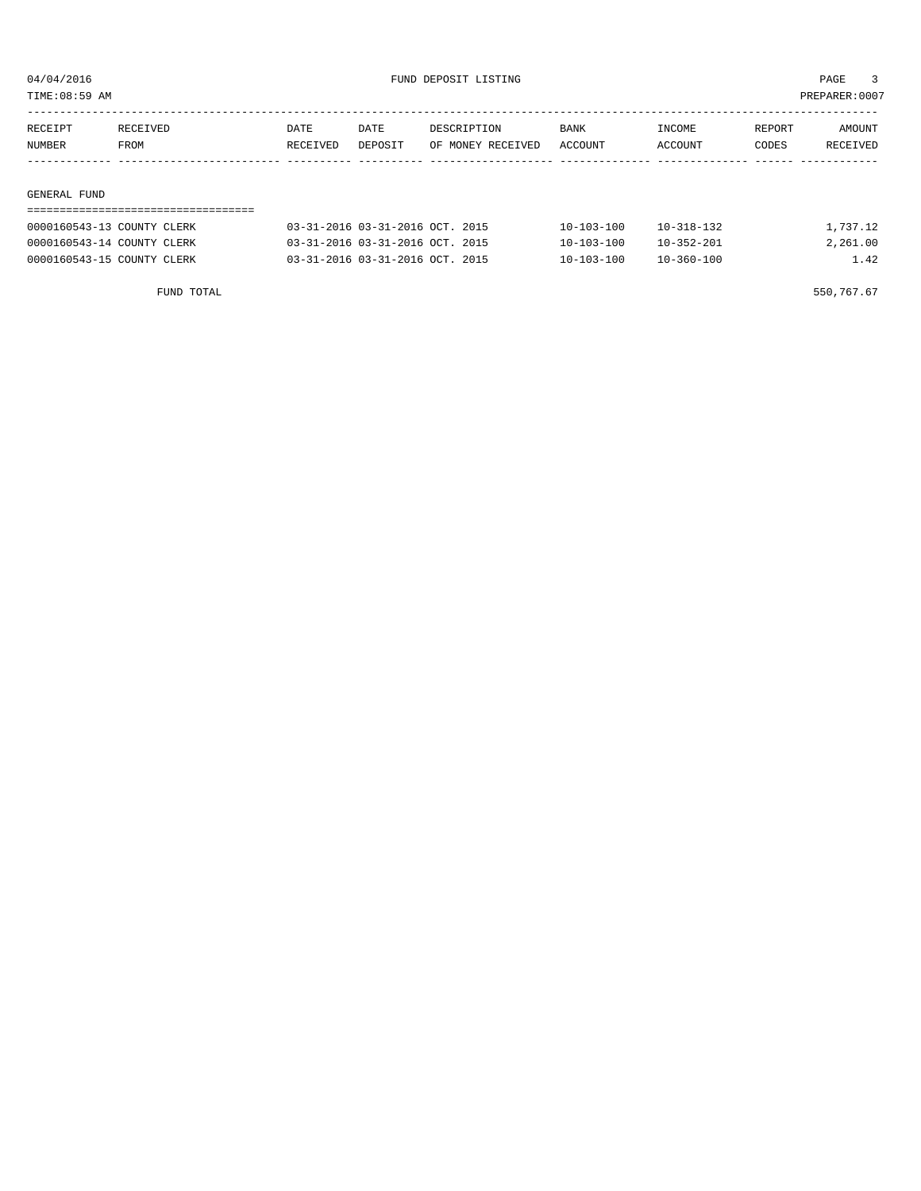| RECEIPT NUMBER | RECEIVED FROM | DATE RECEIVED | DATE DEPOSIT | DESCRIPTION OF MONEY RECEIVED | BANK ACCOUNT | INCOME ACCOUNT | REPORT CODES | AMOUNT RECEIVED |
|---|---|---|---|---|---|---|---|---|

GENERAL FUND

| RECEIPT NUMBER | RECEIVED FROM | DATE RECEIVED | DATE DEPOSIT | DESCRIPTION OF MONEY RECEIVED | BANK ACCOUNT | INCOME ACCOUNT | REPORT CODES | AMOUNT RECEIVED |
|---|---|---|---|---|---|---|---|---|
| 0000160543-13 | COUNTY CLERK | 03-31-2016 | 03-31-2016 | OCT. 2015 | 10-103-100 | 10-318-132 | | 1,737.12 |
| 0000160543-14 | COUNTY CLERK | 03-31-2016 | 03-31-2016 | OCT. 2015 | 10-103-100 | 10-352-201 | | 2,261.00 |
| 0000160543-15 | COUNTY CLERK | 03-31-2016 | 03-31-2016 | OCT. 2015 | 10-103-100 | 10-360-100 | | 1.42 |

FUND TOTAL 550,767.67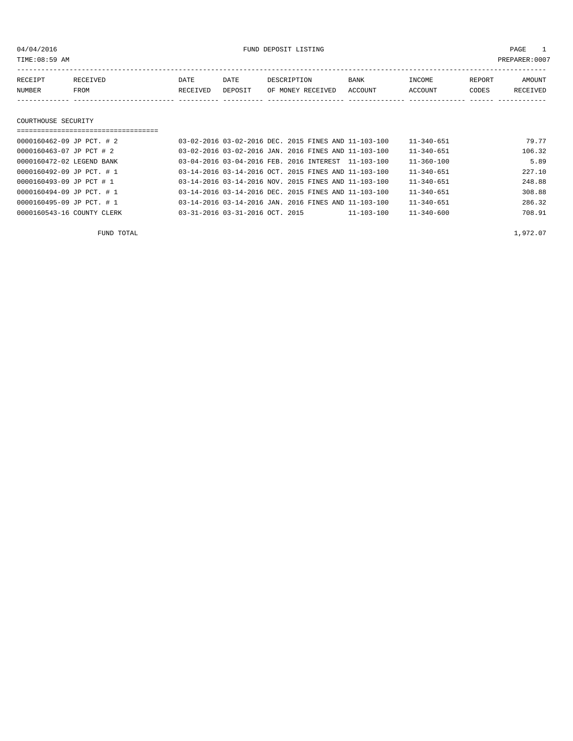04/04/2016 FUND DEPOSIT LISTING

TIME:08:59 AM PREPARER:0007

| RECEIPT NUMBER | RECEIVED FROM | DATE RECEIVED | DATE DEPOSIT | DESCRIPTION OF MONEY RECEIVED | BANK ACCOUNT | INCOME ACCOUNT | REPORT CODES | AMOUNT RECEIVED |
|---|---|---|---|---|---|---|---|---|

## COURTHOUSE SECURITY

| RECEIPT NUMBER | RECEIVED FROM | DATE RECEIVED | DATE DEPOSIT | DESCRIPTION OF MONEY RECEIVED | BANK ACCOUNT | INCOME ACCOUNT | REPORT CODES | AMOUNT RECEIVED |
|---|---|---|---|---|---|---|---|---|
| 0000160462-09 | JP PCT. # 2 | 03-02-2016 | 03-02-2016 | DEC. 2015 FINES AND | 11-103-100 | 11-340-651 | | 79.77 |
| 0000160463-07 | JP PCT # 2 | 03-02-2016 | 03-02-2016 | JAN. 2016 FINES AND | 11-103-100 | 11-340-651 | | 106.32 |
| 0000160472-02 | LEGEND BANK | 03-04-2016 | 03-04-2016 | FEB. 2016 INTEREST | 11-103-100 | 11-360-100 | | 5.89 |
| 0000160492-09 | JP PCT. # 1 | 03-14-2016 | 03-14-2016 | OCT. 2015 FINES AND | 11-103-100 | 11-340-651 | | 227.10 |
| 0000160493-09 | JP PCT # 1 | 03-14-2016 | 03-14-2016 | NOV. 2015 FINES AND | 11-103-100 | 11-340-651 | | 248.88 |
| 0000160494-09 | JP PCT. # 1 | 03-14-2016 | 03-14-2016 | DEC. 2015 FINES AND | 11-103-100 | 11-340-651 | | 308.88 |
| 0000160495-09 | JP PCT. # 1 | 03-14-2016 | 03-14-2016 | JAN. 2016 FINES AND | 11-103-100 | 11-340-651 | | 286.32 |
| 0000160543-16 | COUNTY CLERK | 03-31-2016 | 03-31-2016 | OCT. 2015 | 11-103-100 | 11-340-600 | | 708.91 |

FUND TOTAL 1,972.07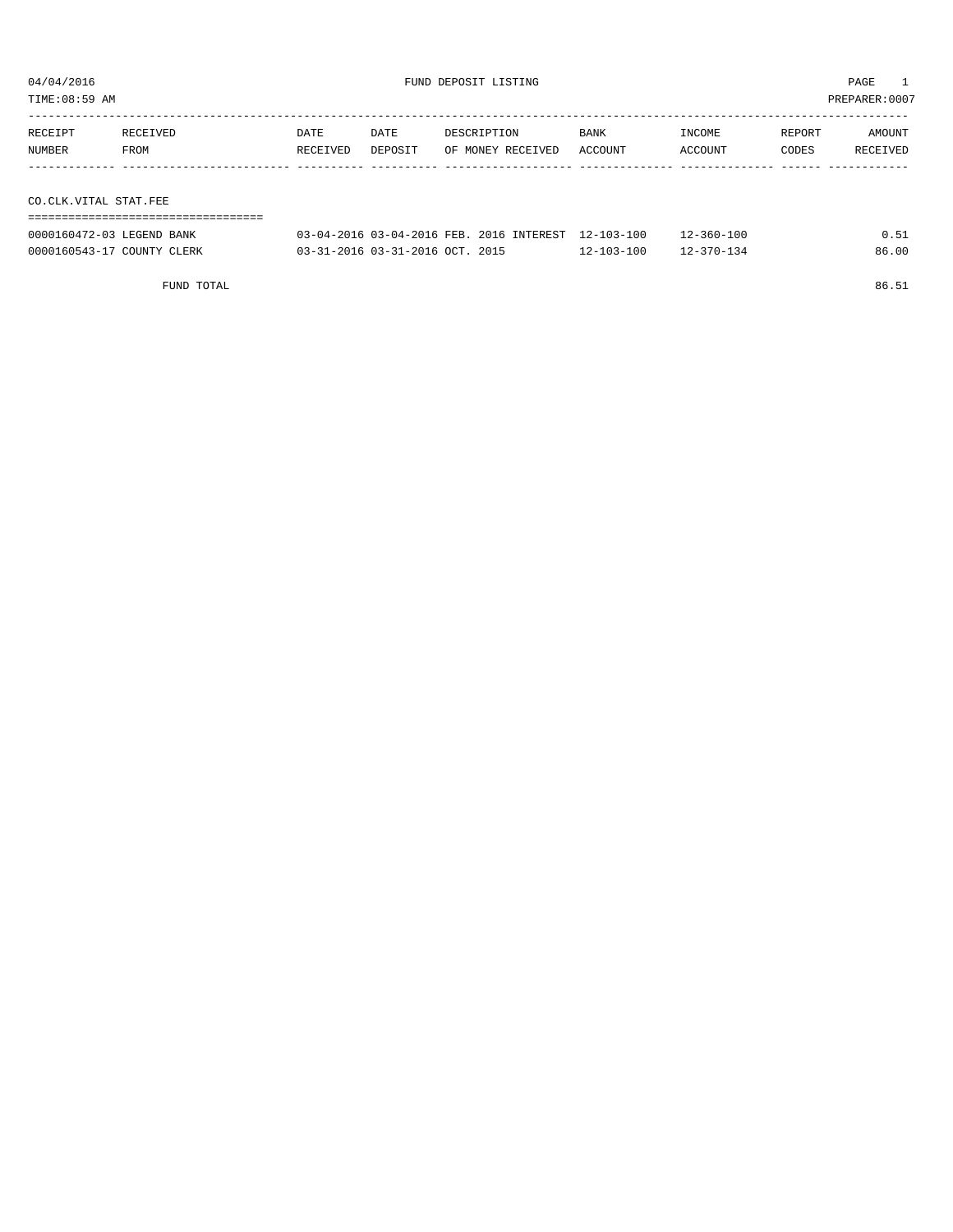04/04/2016 FUND DEPOSIT LISTING

TIME:08:59 AM PREPARER:0007

| RECEIPT NUMBER | RECEIVED FROM | DATE RECEIVED | DATE DEPOSIT | DESCRIPTION OF MONEY RECEIVED | BANK ACCOUNT | INCOME ACCOUNT | REPORT CODES | AMOUNT RECEIVED |
|---|---|---|---|---|---|---|---|---|

CO.CLK.VITAL STAT.FEE

| RECEIPT NUMBER | RECEIVED FROM | DATE RECEIVED | DATE DEPOSIT | DESCRIPTION OF MONEY RECEIVED | BANK ACCOUNT | INCOME ACCOUNT | REPORT CODES | AMOUNT RECEIVED |
|---|---|---|---|---|---|---|---|---|
| 0000160472-03 | LEGEND BANK | 03-04-2016 | 03-04-2016 | FEB. 2016 INTEREST | 12-103-100 | 12-360-100 | | 0.51 |
| 0000160543-17 | COUNTY CLERK | 03-31-2016 | 03-31-2016 | OCT. 2015 | 12-103-100 | 12-370-134 | | 86.00 |
| | FUND TOTAL | | | | | | | 86.51 |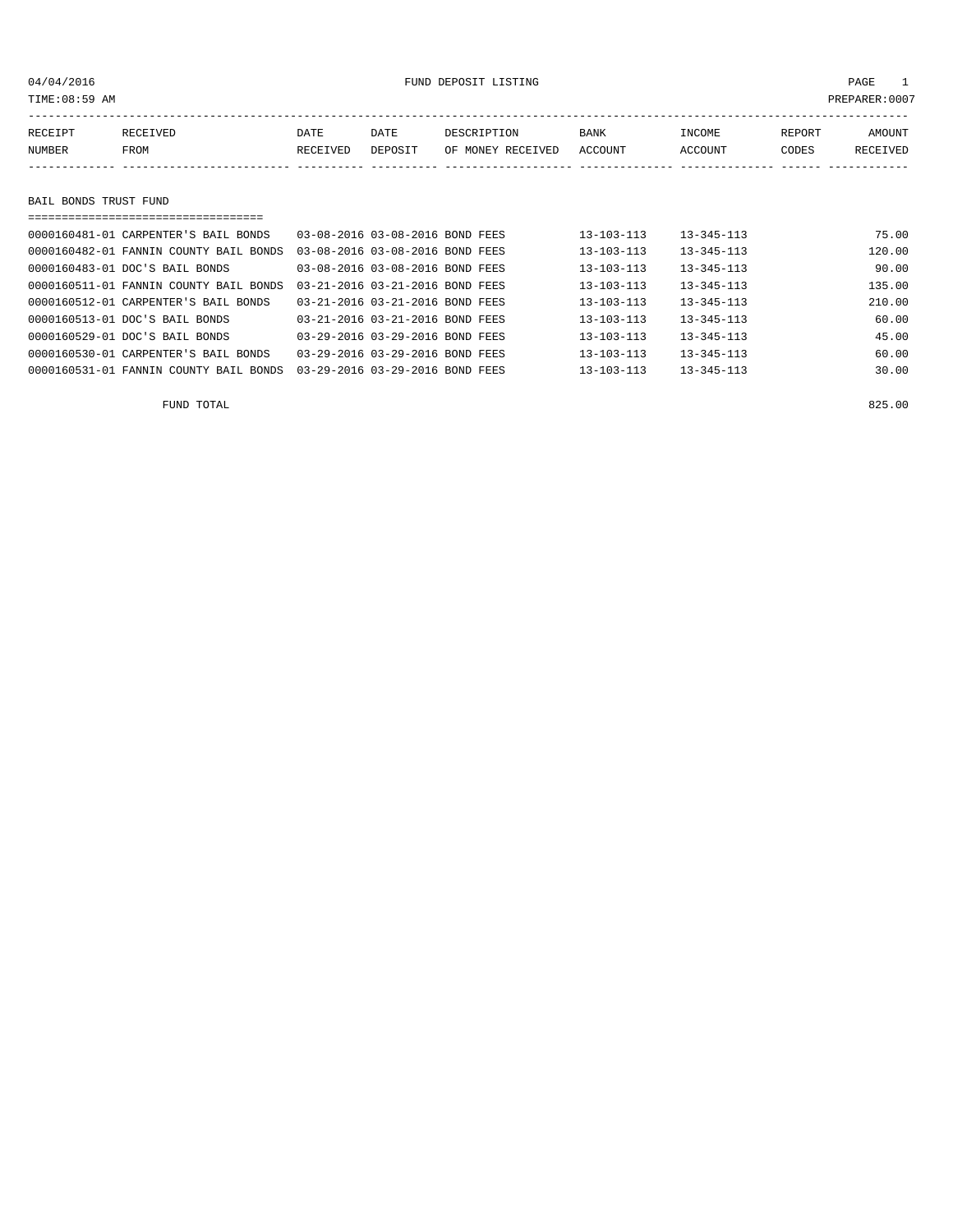# FUND DEPOSIT LISTING

04/04/2016
TIME:08:59 AM
PREPARER:0007

| RECEIPT NUMBER | RECEIVED FROM | DATE RECEIVED | DATE DEPOSIT | DESCRIPTION OF MONEY RECEIVED | BANK ACCOUNT | INCOME ACCOUNT | REPORT CODES | AMOUNT RECEIVED |
|---|---|---|---|---|---|---|---|---|

## BAIL BONDS TRUST FUND

| RECEIPT NUMBER | RECEIVED FROM | DATE RECEIVED | DATE DEPOSIT | DESCRIPTION OF MONEY RECEIVED | BANK ACCOUNT | INCOME ACCOUNT | REPORT CODES | AMOUNT RECEIVED |
|---|---|---|---|---|---|---|---|---|
| 0000160481-01 | CARPENTER'S BAIL BONDS | 03-08-2016 | 03-08-2016 | BOND FEES | 13-103-113 | 13-345-113 | | 75.00 |
| 0000160482-01 | FANNIN COUNTY BAIL BONDS | 03-08-2016 | 03-08-2016 | BOND FEES | 13-103-113 | 13-345-113 | | 120.00 |
| 0000160483-01 | DOC'S BAIL BONDS | 03-08-2016 | 03-08-2016 | BOND FEES | 13-103-113 | 13-345-113 | | 90.00 |
| 0000160511-01 | FANNIN COUNTY BAIL BONDS | 03-21-2016 | 03-21-2016 | BOND FEES | 13-103-113 | 13-345-113 | | 135.00 |
| 0000160512-01 | CARPENTER'S BAIL BONDS | 03-21-2016 | 03-21-2016 | BOND FEES | 13-103-113 | 13-345-113 | | 210.00 |
| 0000160513-01 | DOC'S BAIL BONDS | 03-21-2016 | 03-21-2016 | BOND FEES | 13-103-113 | 13-345-113 | | 60.00 |
| 0000160529-01 | DOC'S BAIL BONDS | 03-29-2016 | 03-29-2016 | BOND FEES | 13-103-113 | 13-345-113 | | 45.00 |
| 0000160530-01 | CARPENTER'S BAIL BONDS | 03-29-2016 | 03-29-2016 | BOND FEES | 13-103-113 | 13-345-113 | | 60.00 |
| 0000160531-01 | FANNIN COUNTY BAIL BONDS | 03-29-2016 | 03-29-2016 | BOND FEES | 13-103-113 | 13-345-113 | | 30.00 |

FUND TOTAL 825.00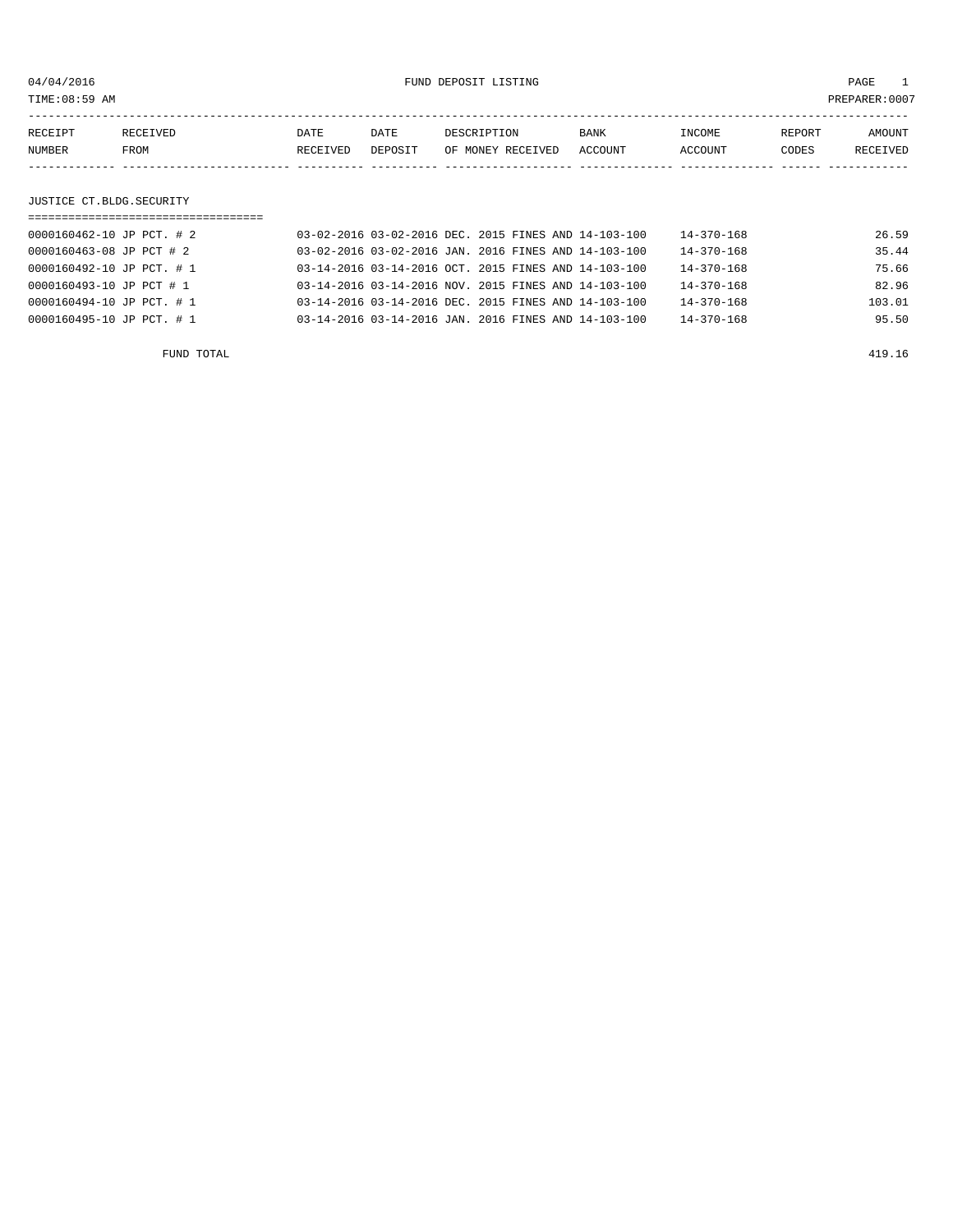04/04/2016 FUND DEPOSIT LISTING

TIME:08:59 AM PREPARER:0007

| RECEIPT NUMBER | RECEIVED FROM | DATE RECEIVED | DATE DEPOSIT | DESCRIPTION OF MONEY RECEIVED | BANK ACCOUNT | INCOME ACCOUNT | REPORT CODES | AMOUNT RECEIVED |
|---|---|---|---|---|---|---|---|---|

## JUSTICE CT.BLDG.SECURITY

| RECEIPT NUMBER | RECEIVED FROM | DATE RECEIVED | DATE DEPOSIT | DESCRIPTION OF MONEY RECEIVED | BANK ACCOUNT | INCOME ACCOUNT | REPORT CODES | AMOUNT RECEIVED |
|---|---|---|---|---|---|---|---|---|
| 0000160462-10 | JP PCT. # 2 | 03-02-2016 | 03-02-2016 | DEC. 2015 FINES AND | 14-103-100 | 14-370-168 | | 26.59 |
| 0000160463-08 | JP PCT # 2 | 03-02-2016 | 03-02-2016 | JAN. 2016 FINES AND | 14-103-100 | 14-370-168 | | 35.44 |
| 0000160492-10 | JP PCT. # 1 | 03-14-2016 | 03-14-2016 | OCT. 2015 FINES AND | 14-103-100 | 14-370-168 | | 75.66 |
| 0000160493-10 | JP PCT # 1 | 03-14-2016 | 03-14-2016 | NOV. 2015 FINES AND | 14-103-100 | 14-370-168 | | 82.96 |
| 0000160494-10 | JP PCT. # 1 | 03-14-2016 | 03-14-2016 | DEC. 2015 FINES AND | 14-103-100 | 14-370-168 | | 103.01 |
| 0000160495-10 | JP PCT. # 1 | 03-14-2016 | 03-14-2016 | JAN. 2016 FINES AND | 14-103-100 | 14-370-168 | | 95.50 |
| | FUND TOTAL | | | | | | | 419.16 |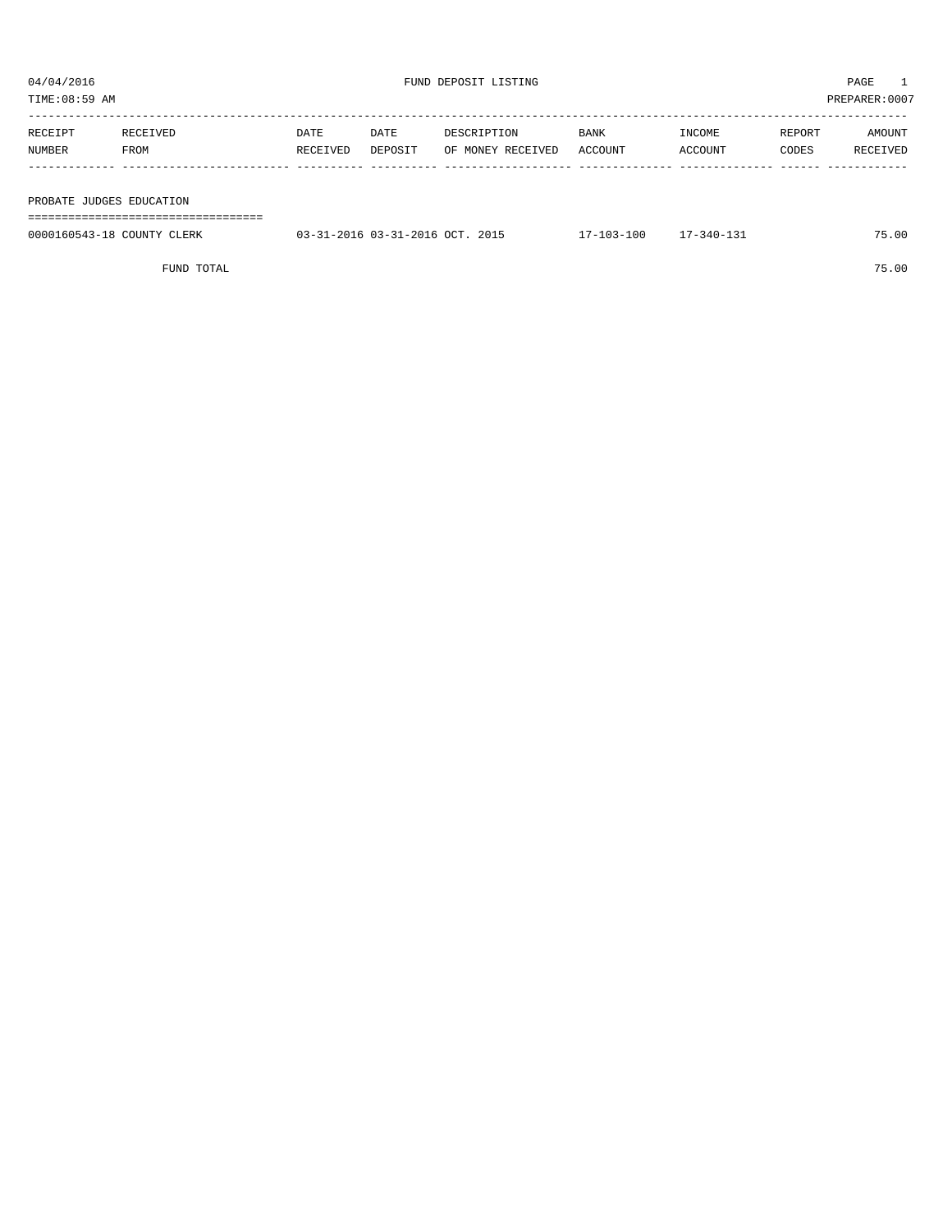04/04/2016 FUND DEPOSIT LISTING PAGE 1
TIME:08:59 AM PREPARER:0007

| RECEIPT NUMBER | RECEIVED FROM | DATE RECEIVED | DATE DEPOSIT | DESCRIPTION OF MONEY RECEIVED | BANK ACCOUNT | INCOME ACCOUNT | REPORT CODES | AMOUNT RECEIVED |
|---|---|---|---|---|---|---|---|---|
| **PROBATE JUDGES EDUCATION** | | | | | | | | |
| 0000160543-18 | COUNTY CLERK | 03-31-2016 | 03-31-2016 | OCT. 2015 | 17-103-100 | 17-340-131 | | 75.00 |
| | FUND TOTAL | | | | | | | 75.00 |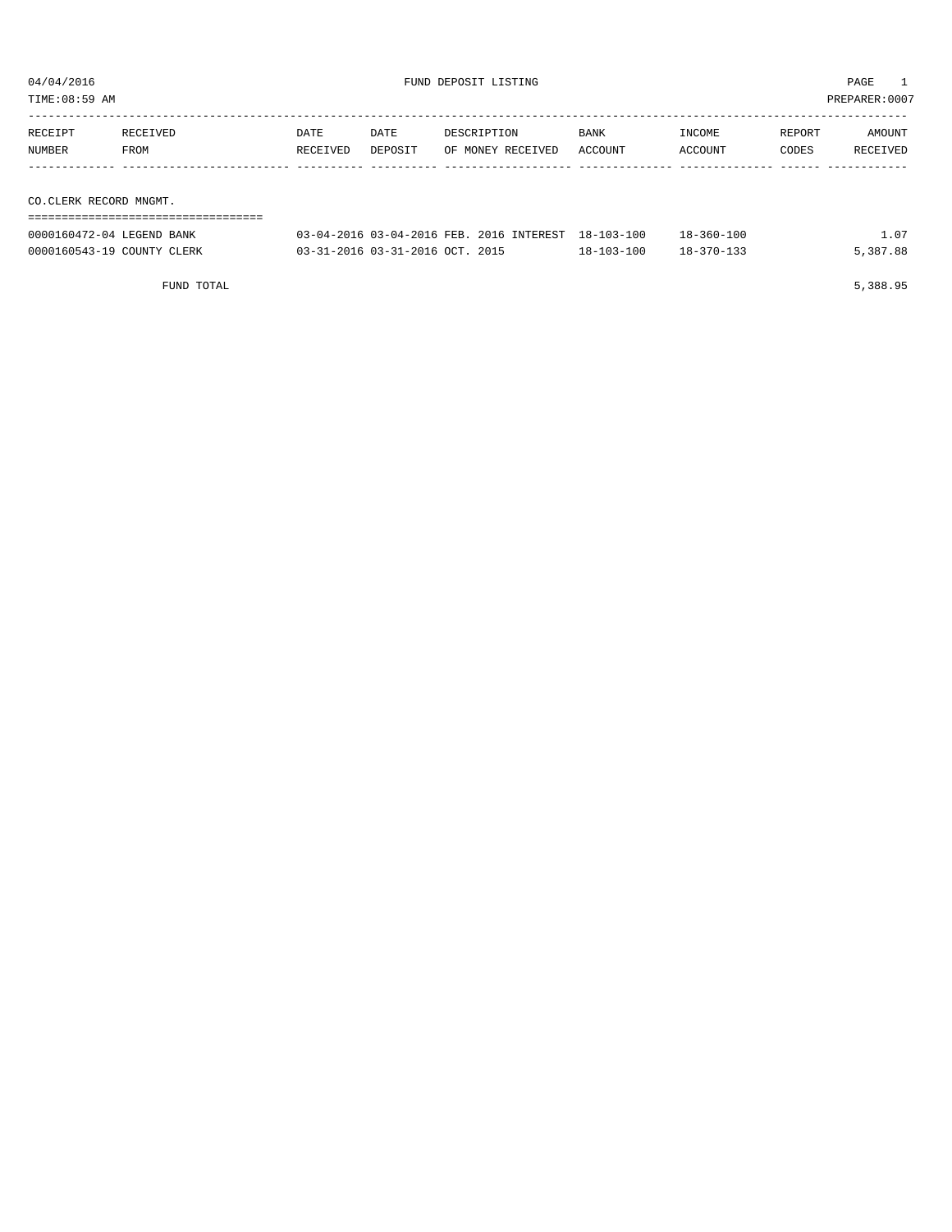# FUND DEPOSIT LISTING

04/04/2016
TIME:08:59 AM
PREPARER:0007

| RECEIPT NUMBER | RECEIVED FROM | DATE RECEIVED | DATE DEPOSIT | DESCRIPTION OF MONEY RECEIVED | BANK ACCOUNT | INCOME ACCOUNT | REPORT CODES | AMOUNT RECEIVED |
|---|---|---|---|---|---|---|---|---|

## CO.CLERK RECORD MNGMT.

| RECEIPT NUMBER | RECEIVED FROM | DATE RECEIVED | DATE DEPOSIT | DESCRIPTION OF MONEY RECEIVED | BANK ACCOUNT | INCOME ACCOUNT | REPORT CODES | AMOUNT RECEIVED |
|---|---|---|---|---|---|---|---|---|
| 0000160472-04 | LEGEND BANK | 03-04-2016 | 03-04-2016 | FEB. 2016 INTEREST | 18-103-100 | 18-360-100 | | 1.07 |
| 0000160543-19 | COUNTY CLERK | 03-31-2016 | 03-31-2016 | OCT. 2015 | 18-103-100 | 18-370-133 | | 5,387.88 |
| | FUND TOTAL | | | | | | | 5,388.95 |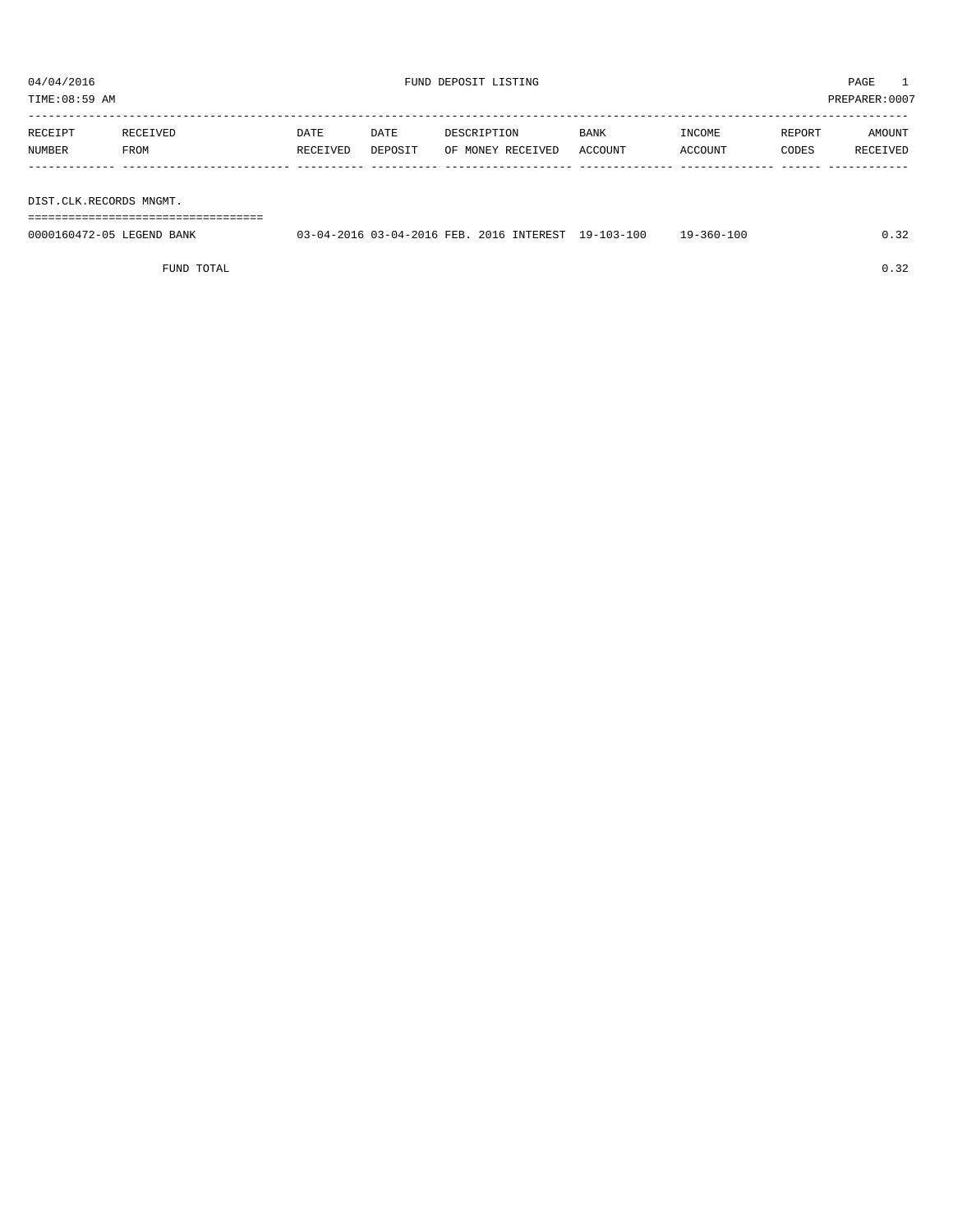04/04/2016 FUND DEPOSIT LISTING

TIME:08:59 AM PREPARER:0007

| RECEIPT NUMBER | RECEIVED FROM | DATE RECEIVED | DATE DEPOSIT | DESCRIPTION OF MONEY RECEIVED | BANK ACCOUNT | INCOME ACCOUNT | REPORT CODES | AMOUNT RECEIVED |
|---|---|---|---|---|---|---|---|---|
| DIST.CLK.RECORDS MNGMT. | | | | | | | | |
| 0000160472-05 | LEGEND BANK | 03-04-2016 | 03-04-2016 | FEB. 2016 INTEREST | 19-103-100 | 19-360-100 | | 0.32 |
| | FUND TOTAL | | | | | | | 0.32 |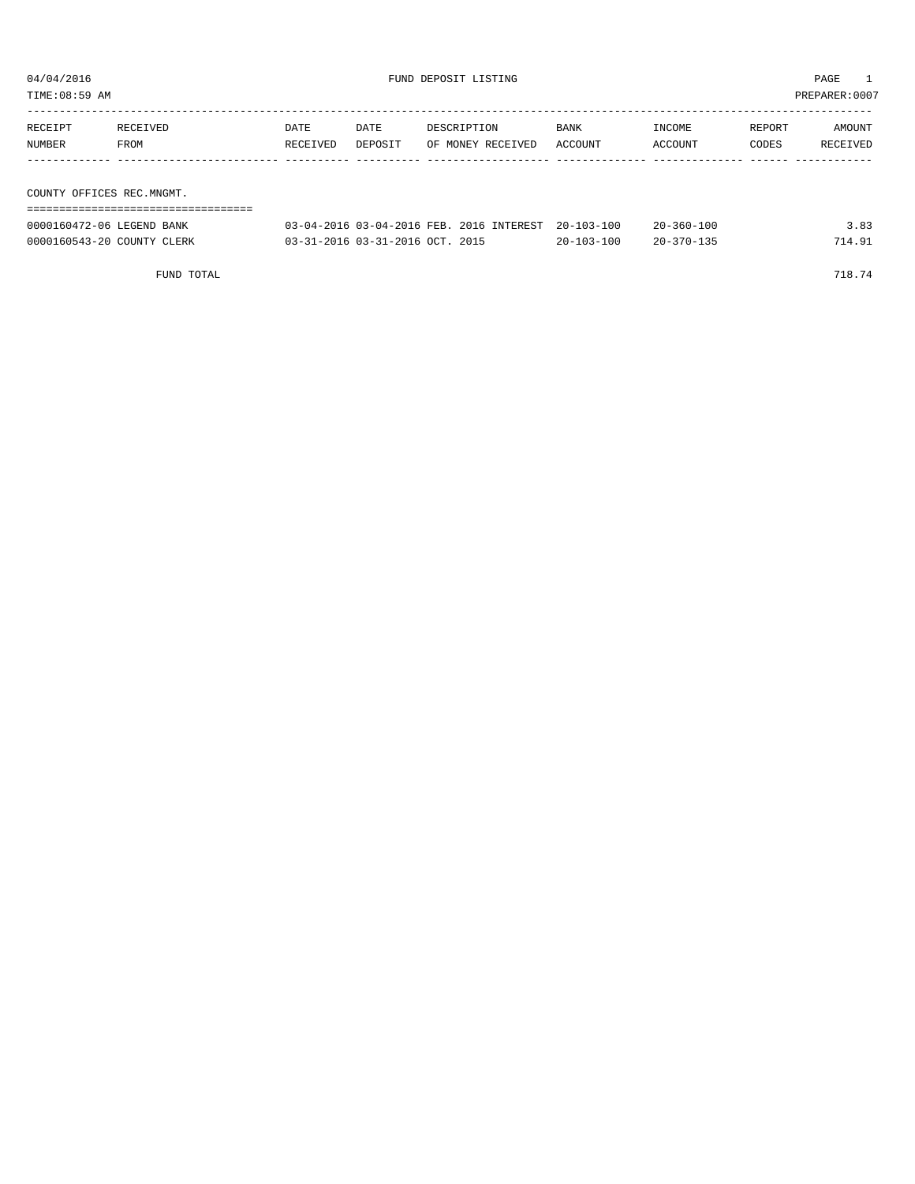# FUND DEPOSIT LISTING

04/04/2016
TIME:08:59 AM
PREPARER:0007

| RECEIPT NUMBER | RECEIVED FROM | DATE RECEIVED | DATE DEPOSIT | DESCRIPTION OF MONEY RECEIVED | BANK ACCOUNT | INCOME ACCOUNT | REPORT CODES | AMOUNT RECEIVED |
|---|---|---|---|---|---|---|---|---|
| **COUNTY OFFICES REC.MNGMT.** | | | | | | | | |
| 0000160472-06 | LEGEND BANK | 03-04-2016 | 03-04-2016 | FEB. 2016 INTEREST | 20-103-100 | 20-360-100 | | 3.83 |
| 0000160543-20 | COUNTY CLERK | 03-31-2016 | 03-31-2016 | OCT. 2015 | 20-103-100 | 20-370-135 | | 714.91 |
| | FUND TOTAL | | | | | | | 718.74 |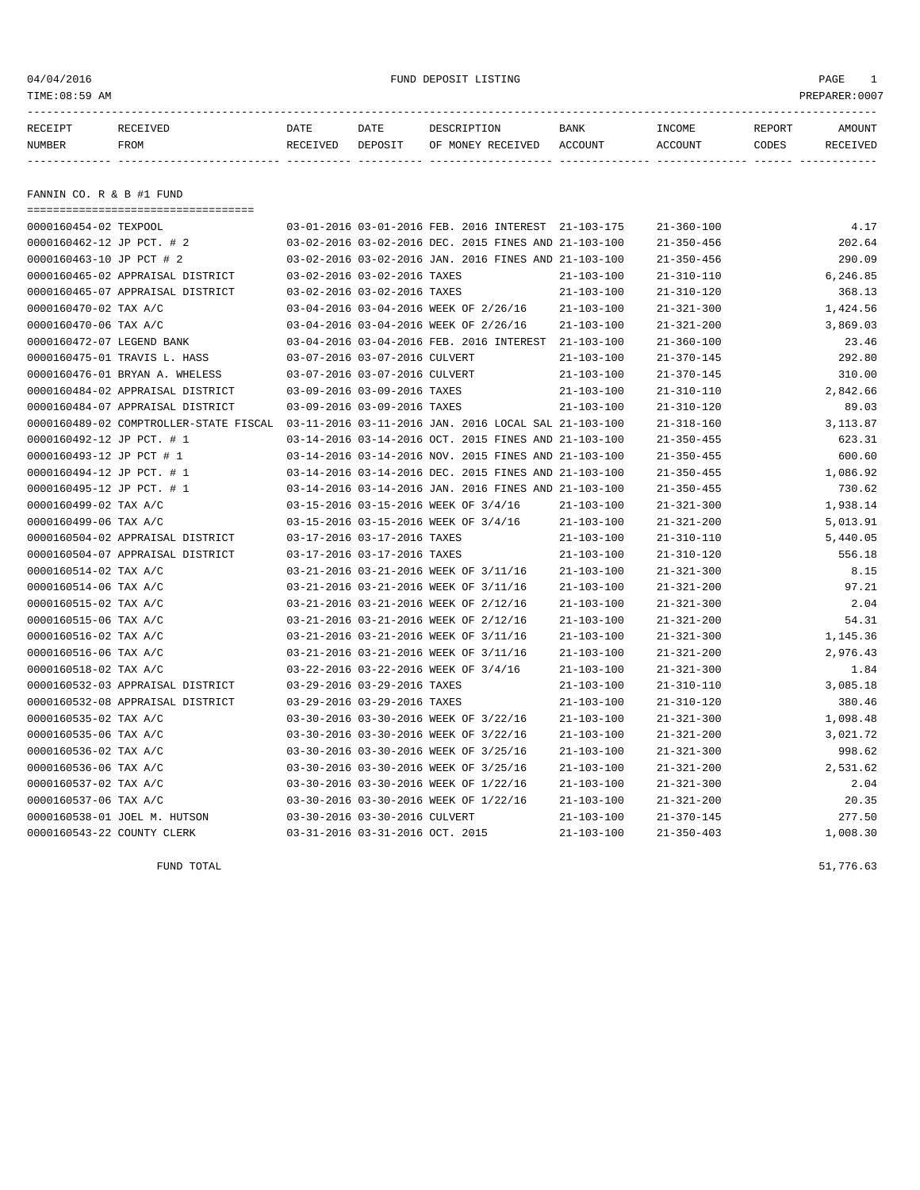FUND DEPOSIT LISTING

04/04/2016
TIME:08:59 AM
PREPARER:0007

| RECEIPT NUMBER | RECEIVED FROM | DATE RECEIVED | DATE DEPOSIT | DESCRIPTION OF MONEY RECEIVED | BANK ACCOUNT | INCOME ACCOUNT | REPORT CODES | AMOUNT RECEIVED |
|---|---|---|---|---|---|---|---|---|

## FANNIN CO. R & B #1 FUND

| RECEIPT NUMBER | RECEIVED FROM | DATE RECEIVED | DATE DEPOSIT | DESCRIPTION OF MONEY RECEIVED | BANK ACCOUNT | INCOME ACCOUNT | REPORT CODES | AMOUNT RECEIVED |
|---|---|---|---|---|---|---|---|---|
| 0000160454-02 | TEXPOOL | 03-01-2016 | 03-01-2016 | FEB. 2016 INTEREST | 21-103-175 | 21-360-100 | | 4.17 |
| 0000160462-12 | JP PCT. # 2 | 03-02-2016 | 03-02-2016 | DEC. 2015 FINES AND | 21-103-100 | 21-350-456 | | 202.64 |
| 0000160463-10 | JP PCT # 2 | 03-02-2016 | 03-02-2016 | JAN. 2016 FINES AND | 21-103-100 | 21-350-456 | | 290.09 |
| 0000160465-02 | APPRAISAL DISTRICT | 03-02-2016 | 03-02-2016 | TAXES | 21-103-100 | 21-310-110 | | 6,246.85 |
| 0000160465-07 | APPRAISAL DISTRICT | 03-02-2016 | 03-02-2016 | TAXES | 21-103-100 | 21-310-120 | | 368.13 |
| 0000160470-02 | TAX A/C | 03-04-2016 | 03-04-2016 | WEEK OF 2/26/16 | 21-103-100 | 21-321-300 | | 1,424.56 |
| 0000160470-06 | TAX A/C | 03-04-2016 | 03-04-2016 | WEEK OF 2/26/16 | 21-103-100 | 21-321-200 | | 3,869.03 |
| 0000160472-07 | LEGEND BANK | 03-04-2016 | 03-04-2016 | FEB. 2016 INTEREST | 21-103-100 | 21-360-100 | | 23.46 |
| 0000160475-01 | TRAVIS L. HASS | 03-07-2016 | 03-07-2016 | CULVERT | 21-103-100 | 21-370-145 | | 292.80 |
| 0000160476-01 | BRYAN A. WHELESS | 03-07-2016 | 03-07-2016 | CULVERT | 21-103-100 | 21-370-145 | | 310.00 |
| 0000160484-02 | APPRAISAL DISTRICT | 03-09-2016 | 03-09-2016 | TAXES | 21-103-100 | 21-310-110 | | 2,842.66 |
| 0000160484-07 | APPRAISAL DISTRICT | 03-09-2016 | 03-09-2016 | TAXES | 21-103-100 | 21-310-120 | | 89.03 |
| 0000160489-02 | COMPTROLLER-STATE FISCAL | 03-11-2016 | 03-11-2016 | JAN. 2016 LOCAL SAL | 21-103-100 | 21-318-160 | | 3,113.87 |
| 0000160492-12 | JP PCT. # 1 | 03-14-2016 | 03-14-2016 | OCT. 2015 FINES AND | 21-103-100 | 21-350-455 | | 623.31 |
| 0000160493-12 | JP PCT # 1 | 03-14-2016 | 03-14-2016 | NOV. 2015 FINES AND | 21-103-100 | 21-350-455 | | 600.60 |
| 0000160494-12 | JP PCT. # 1 | 03-14-2016 | 03-14-2016 | DEC. 2015 FINES AND | 21-103-100 | 21-350-455 | | 1,086.92 |
| 0000160495-12 | JP PCT. # 1 | 03-14-2016 | 03-14-2016 | JAN. 2016 FINES AND | 21-103-100 | 21-350-455 | | 730.62 |
| 0000160499-02 | TAX A/C | 03-15-2016 | 03-15-2016 | WEEK OF 3/4/16 | 21-103-100 | 21-321-300 | | 1,938.14 |
| 0000160499-06 | TAX A/C | 03-15-2016 | 03-15-2016 | WEEK OF 3/4/16 | 21-103-100 | 21-321-200 | | 5,013.91 |
| 0000160504-02 | APPRAISAL DISTRICT | 03-17-2016 | 03-17-2016 | TAXES | 21-103-100 | 21-310-110 | | 5,440.05 |
| 0000160504-07 | APPRAISAL DISTRICT | 03-17-2016 | 03-17-2016 | TAXES | 21-103-100 | 21-310-120 | | 556.18 |
| 0000160514-02 | TAX A/C | 03-21-2016 | 03-21-2016 | WEEK OF 3/11/16 | 21-103-100 | 21-321-300 | | 8.15 |
| 0000160514-06 | TAX A/C | 03-21-2016 | 03-21-2016 | WEEK OF 3/11/16 | 21-103-100 | 21-321-200 | | 97.21 |
| 0000160515-02 | TAX A/C | 03-21-2016 | 03-21-2016 | WEEK OF 2/12/16 | 21-103-100 | 21-321-300 | | 2.04 |
| 0000160515-06 | TAX A/C | 03-21-2016 | 03-21-2016 | WEEK OF 2/12/16 | 21-103-100 | 21-321-200 | | 54.31 |
| 0000160516-02 | TAX A/C | 03-21-2016 | 03-21-2016 | WEEK OF 3/11/16 | 21-103-100 | 21-321-300 | | 1,145.36 |
| 0000160516-06 | TAX A/C | 03-21-2016 | 03-21-2016 | WEEK OF 3/11/16 | 21-103-100 | 21-321-200 | | 2,976.43 |
| 0000160518-02 | TAX A/C | 03-22-2016 | 03-22-2016 | WEEK OF 3/4/16 | 21-103-100 | 21-321-300 | | 1.84 |
| 0000160532-03 | APPRAISAL DISTRICT | 03-29-2016 | 03-29-2016 | TAXES | 21-103-100 | 21-310-110 | | 3,085.18 |
| 0000160532-08 | APPRAISAL DISTRICT | 03-29-2016 | 03-29-2016 | TAXES | 21-103-100 | 21-310-120 | | 380.46 |
| 0000160535-02 | TAX A/C | 03-30-2016 | 03-30-2016 | WEEK OF 3/22/16 | 21-103-100 | 21-321-300 | | 1,098.48 |
| 0000160535-06 | TAX A/C | 03-30-2016 | 03-30-2016 | WEEK OF 3/22/16 | 21-103-100 | 21-321-200 | | 3,021.72 |
| 0000160536-02 | TAX A/C | 03-30-2016 | 03-30-2016 | WEEK OF 3/25/16 | 21-103-100 | 21-321-300 | | 998.62 |
| 0000160536-06 | TAX A/C | 03-30-2016 | 03-30-2016 | WEEK OF 3/25/16 | 21-103-100 | 21-321-200 | | 2,531.62 |
| 0000160537-02 | TAX A/C | 03-30-2016 | 03-30-2016 | WEEK OF 1/22/16 | 21-103-100 | 21-321-300 | | 2.04 |
| 0000160537-06 | TAX A/C | 03-30-2016 | 03-30-2016 | WEEK OF 1/22/16 | 21-103-100 | 21-321-200 | | 20.35 |
| 0000160538-01 | JOEL M. HUTSON | 03-30-2016 | 03-30-2016 | CULVERT | 21-103-100 | 21-370-145 | | 277.50 |
| 0000160543-22 | COUNTY CLERK | 03-31-2016 | 03-31-2016 | OCT. 2015 | 21-103-100 | 21-350-403 | | 1,008.30 |
| | FUND TOTAL | | | | | | | 51,776.63 |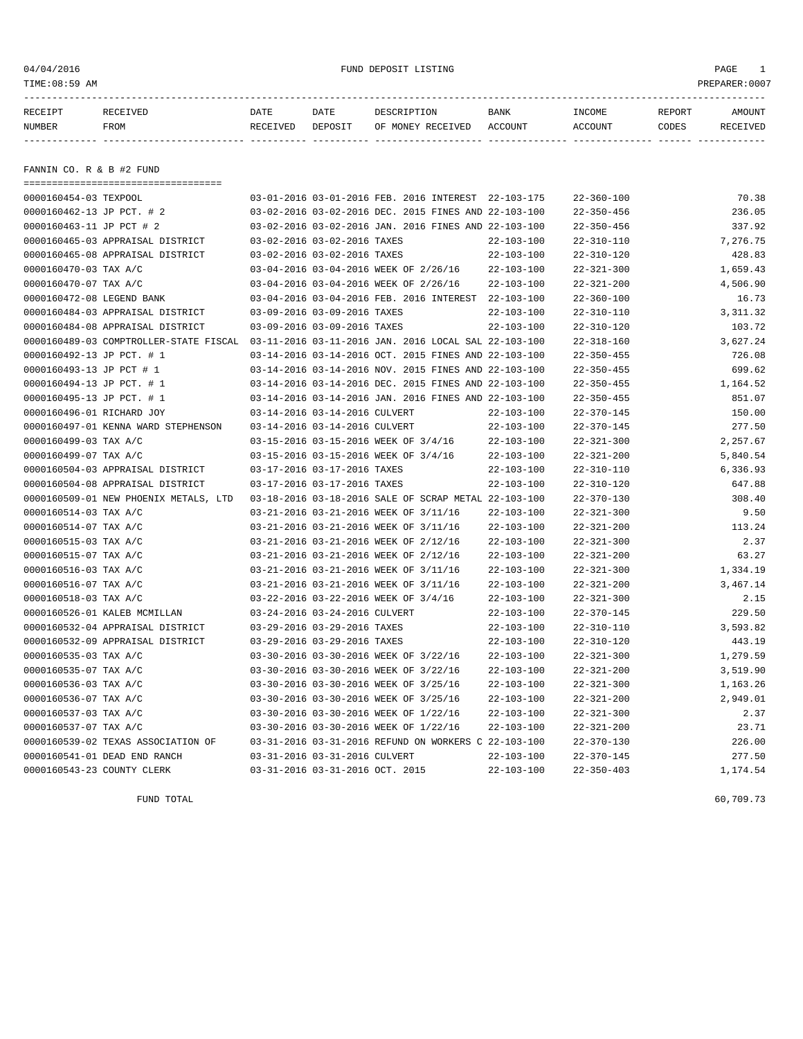04/04/2016 FUND DEPOSIT LISTING

TIME:08:59 AM PREPARER:0007

| RECEIPT NUMBER | RECEIVED FROM | DATE RECEIVED | DATE DEPOSIT | DESCRIPTION OF MONEY RECEIVED | BANK ACCOUNT | INCOME ACCOUNT | REPORT CODES | AMOUNT RECEIVED |
|---|---|---|---|---|---|---|---|---|

## FANNIN CO. R & B #2 FUND

| RECEIPT NUMBER | RECEIVED FROM | DATE RECEIVED | DATE DEPOSIT | DESCRIPTION OF MONEY RECEIVED | BANK ACCOUNT | INCOME ACCOUNT | REPORT CODES | AMOUNT RECEIVED |
|---|---|---|---|---|---|---|---|---|
| 0000160454-03 | TEXPOOL | 03-01-2016 | 03-01-2016 | FEB. 2016 INTEREST | 22-103-175 | 22-360-100 | | 70.38 |
| 0000160462-13 | JP PCT. # 2 | 03-02-2016 | 03-02-2016 | DEC. 2015 FINES AND | 22-103-100 | 22-350-456 | | 236.05 |
| 0000160463-11 | JP PCT # 2 | 03-02-2016 | 03-02-2016 | JAN. 2016 FINES AND | 22-103-100 | 22-350-456 | | 337.92 |
| 0000160465-03 | APPRAISAL DISTRICT | 03-02-2016 | 03-02-2016 | TAXES | 22-103-100 | 22-310-110 | | 7,276.75 |
| 0000160465-08 | APPRAISAL DISTRICT | 03-02-2016 | 03-02-2016 | TAXES | 22-103-100 | 22-310-120 | | 428.83 |
| 0000160470-03 | TAX A/C | 03-04-2016 | 03-04-2016 | WEEK OF 2/26/16 | 22-103-100 | 22-321-300 | | 1,659.43 |
| 0000160470-07 | TAX A/C | 03-04-2016 | 03-04-2016 | WEEK OF 2/26/16 | 22-103-100 | 22-321-200 | | 4,506.90 |
| 0000160472-08 | LEGEND BANK | 03-04-2016 | 03-04-2016 | FEB. 2016 INTEREST | 22-103-100 | 22-360-100 | | 16.73 |
| 0000160484-03 | APPRAISAL DISTRICT | 03-09-2016 | 03-09-2016 | TAXES | 22-103-100 | 22-310-110 | | 3,311.32 |
| 0000160484-08 | APPRAISAL DISTRICT | 03-09-2016 | 03-09-2016 | TAXES | 22-103-100 | 22-310-120 | | 103.72 |
| 0000160489-03 | COMPTROLLER-STATE FISCAL | 03-11-2016 | 03-11-2016 | JAN. 2016 LOCAL SAL | 22-103-100 | 22-318-160 | | 3,627.24 |
| 0000160492-13 | JP PCT. # 1 | 03-14-2016 | 03-14-2016 | OCT. 2015 FINES AND | 22-103-100 | 22-350-455 | | 726.08 |
| 0000160493-13 | JP PCT # 1 | 03-14-2016 | 03-14-2016 | NOV. 2015 FINES AND | 22-103-100 | 22-350-455 | | 699.62 |
| 0000160494-13 | JP PCT. # 1 | 03-14-2016 | 03-14-2016 | DEC. 2015 FINES AND | 22-103-100 | 22-350-455 | | 1,164.52 |
| 0000160495-13 | JP PCT. # 1 | 03-14-2016 | 03-14-2016 | JAN. 2016 FINES AND | 22-103-100 | 22-350-455 | | 851.07 |
| 0000160496-01 | RICHARD JOY | 03-14-2016 | 03-14-2016 | CULVERT | 22-103-100 | 22-370-145 | | 150.00 |
| 0000160497-01 | KENNA WARD STEPHENSON | 03-14-2016 | 03-14-2016 | CULVERT | 22-103-100 | 22-370-145 | | 277.50 |
| 0000160499-03 | TAX A/C | 03-15-2016 | 03-15-2016 | WEEK OF 3/4/16 | 22-103-100 | 22-321-300 | | 2,257.67 |
| 0000160499-07 | TAX A/C | 03-15-2016 | 03-15-2016 | WEEK OF 3/4/16 | 22-103-100 | 22-321-200 | | 5,840.54 |
| 0000160504-03 | APPRAISAL DISTRICT | 03-17-2016 | 03-17-2016 | TAXES | 22-103-100 | 22-310-110 | | 6,336.93 |
| 0000160504-08 | APPRAISAL DISTRICT | 03-17-2016 | 03-17-2016 | TAXES | 22-103-100 | 22-310-120 | | 647.88 |
| 0000160509-01 | NEW PHOENIX METALS, LTD | 03-18-2016 | 03-18-2016 | SALE OF SCRAP METAL | 22-103-100 | 22-370-130 | | 308.40 |
| 0000160514-03 | TAX A/C | 03-21-2016 | 03-21-2016 | WEEK OF 3/11/16 | 22-103-100 | 22-321-300 | | 9.50 |
| 0000160514-07 | TAX A/C | 03-21-2016 | 03-21-2016 | WEEK OF 3/11/16 | 22-103-100 | 22-321-200 | | 113.24 |
| 0000160515-03 | TAX A/C | 03-21-2016 | 03-21-2016 | WEEK OF 2/12/16 | 22-103-100 | 22-321-300 | | 2.37 |
| 0000160515-07 | TAX A/C | 03-21-2016 | 03-21-2016 | WEEK OF 2/12/16 | 22-103-100 | 22-321-200 | | 63.27 |
| 0000160516-03 | TAX A/C | 03-21-2016 | 03-21-2016 | WEEK OF 3/11/16 | 22-103-100 | 22-321-300 | | 1,334.19 |
| 0000160516-07 | TAX A/C | 03-21-2016 | 03-21-2016 | WEEK OF 3/11/16 | 22-103-100 | 22-321-200 | | 3,467.14 |
| 0000160518-03 | TAX A/C | 03-22-2016 | 03-22-2016 | WEEK OF 3/4/16 | 22-103-100 | 22-321-300 | | 2.15 |
| 0000160526-01 | KALEB MCMILLAN | 03-24-2016 | 03-24-2016 | CULVERT | 22-103-100 | 22-370-145 | | 229.50 |
| 0000160532-04 | APPRAISAL DISTRICT | 03-29-2016 | 03-29-2016 | TAXES | 22-103-100 | 22-310-110 | | 3,593.82 |
| 0000160532-09 | APPRAISAL DISTRICT | 03-29-2016 | 03-29-2016 | TAXES | 22-103-100 | 22-310-120 | | 443.19 |
| 0000160535-03 | TAX A/C | 03-30-2016 | 03-30-2016 | WEEK OF 3/22/16 | 22-103-100 | 22-321-300 | | 1,279.59 |
| 0000160535-07 | TAX A/C | 03-30-2016 | 03-30-2016 | WEEK OF 3/22/16 | 22-103-100 | 22-321-200 | | 3,519.90 |
| 0000160536-03 | TAX A/C | 03-30-2016 | 03-30-2016 | WEEK OF 3/25/16 | 22-103-100 | 22-321-300 | | 1,163.26 |
| 0000160536-07 | TAX A/C | 03-30-2016 | 03-30-2016 | WEEK OF 3/25/16 | 22-103-100 | 22-321-200 | | 2,949.01 |
| 0000160537-03 | TAX A/C | 03-30-2016 | 03-30-2016 | WEEK OF 1/22/16 | 22-103-100 | 22-321-300 | | 2.37 |
| 0000160537-07 | TAX A/C | 03-30-2016 | 03-30-2016 | WEEK OF 1/22/16 | 22-103-100 | 22-321-200 | | 23.71 |
| 0000160539-02 | TEXAS ASSOCIATION OF | 03-31-2016 | 03-31-2016 | REFUND ON WORKERS C | 22-103-100 | 22-370-130 | | 226.00 |
| 0000160541-01 | DEAD END RANCH | 03-31-2016 | 03-31-2016 | CULVERT | 22-103-100 | 22-370-145 | | 277.50 |
| 0000160543-23 | COUNTY CLERK | 03-31-2016 | 03-31-2016 | OCT. 2015 | 22-103-100 | 22-350-403 | | 1,174.54 |

FUND TOTAL 60,709.73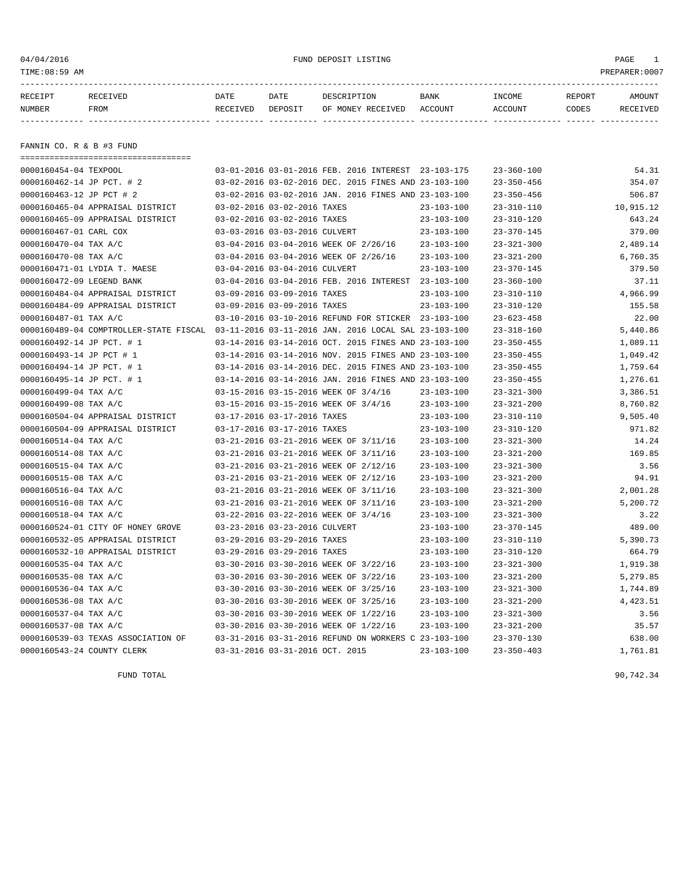04/04/2016 FUND DEPOSIT LISTING

TIME:08:59 AM PREPARER:0007

| RECEIPT NUMBER | RECEIVED FROM | DATE RECEIVED | DATE DEPOSIT | DESCRIPTION OF MONEY RECEIVED | BANK ACCOUNT | INCOME ACCOUNT | REPORT CODES | AMOUNT RECEIVED |
|---|---|---|---|---|---|---|---|---|

## FANNIN CO. R & B #3 FUND

| RECEIPT NUMBER | RECEIVED FROM | DATE RECEIVED | DATE DEPOSIT | DESCRIPTION OF MONEY RECEIVED | BANK ACCOUNT | INCOME ACCOUNT | REPORT CODES | AMOUNT RECEIVED |
|---|---|---|---|---|---|---|---|---|
| 0000160454-04 | TEXPOOL | 03-01-2016 | 03-01-2016 | FEB. 2016 INTEREST | 23-103-175 | 23-360-100 | | 54.31 |
| 0000160462-14 | JP PCT. # 2 | 03-02-2016 | 03-02-2016 | DEC. 2015 FINES AND | 23-103-100 | 23-350-456 | | 354.07 |
| 0000160463-12 | JP PCT # 2 | 03-02-2016 | 03-02-2016 | JAN. 2016 FINES AND | 23-103-100 | 23-350-456 | | 506.87 |
| 0000160465-04 | APPRAISAL DISTRICT | 03-02-2016 | 03-02-2016 | TAXES | 23-103-100 | 23-310-110 | | 10,915.12 |
| 0000160465-09 | APPRAISAL DISTRICT | 03-02-2016 | 03-02-2016 | TAXES | 23-103-100 | 23-310-120 | | 643.24 |
| 0000160467-01 | CARL COX | 03-03-2016 | 03-03-2016 | CULVERT | 23-103-100 | 23-370-145 | | 379.00 |
| 0000160470-04 | TAX A/C | 03-04-2016 | 03-04-2016 | WEEK OF 2/26/16 | 23-103-100 | 23-321-300 | | 2,489.14 |
| 0000160470-08 | TAX A/C | 03-04-2016 | 03-04-2016 | WEEK OF 2/26/16 | 23-103-100 | 23-321-200 | | 6,760.35 |
| 0000160471-01 | LYDIA T. MAESE | 03-04-2016 | 03-04-2016 | CULVERT | 23-103-100 | 23-370-145 | | 379.50 |
| 0000160472-09 | LEGEND BANK | 03-04-2016 | 03-04-2016 | FEB. 2016 INTEREST | 23-103-100 | 23-360-100 | | 37.11 |
| 0000160484-04 | APPRAISAL DISTRICT | 03-09-2016 | 03-09-2016 | TAXES | 23-103-100 | 23-310-110 | | 4,966.99 |
| 0000160484-09 | APPRAISAL DISTRICT | 03-09-2016 | 03-09-2016 | TAXES | 23-103-100 | 23-310-120 | | 155.58 |
| 0000160487-01 | TAX A/C | 03-10-2016 | 03-10-2016 | REFUND FOR STICKER | 23-103-100 | 23-623-458 | | 22.00 |
| 0000160489-04 | COMPTROLLER-STATE FISCAL | 03-11-2016 | 03-11-2016 | JAN. 2016 LOCAL SAL | 23-103-100 | 23-318-160 | | 5,440.86 |
| 0000160492-14 | JP PCT. # 1 | 03-14-2016 | 03-14-2016 | OCT. 2015 FINES AND | 23-103-100 | 23-350-455 | | 1,089.11 |
| 0000160493-14 | JP PCT # 1 | 03-14-2016 | 03-14-2016 | NOV. 2015 FINES AND | 23-103-100 | 23-350-455 | | 1,049.42 |
| 0000160494-14 | JP PCT. # 1 | 03-14-2016 | 03-14-2016 | DEC. 2015 FINES AND | 23-103-100 | 23-350-455 | | 1,759.64 |
| 0000160495-14 | JP PCT. # 1 | 03-14-2016 | 03-14-2016 | JAN. 2016 FINES AND | 23-103-100 | 23-350-455 | | 1,276.61 |
| 0000160499-04 | TAX A/C | 03-15-2016 | 03-15-2016 | WEEK OF 3/4/16 | 23-103-100 | 23-321-300 | | 3,386.51 |
| 0000160499-08 | TAX A/C | 03-15-2016 | 03-15-2016 | WEEK OF 3/4/16 | 23-103-100 | 23-321-200 | | 8,760.82 |
| 0000160504-04 | APPRAISAL DISTRICT | 03-17-2016 | 03-17-2016 | TAXES | 23-103-100 | 23-310-110 | | 9,505.40 |
| 0000160504-09 | APPRAISAL DISTRICT | 03-17-2016 | 03-17-2016 | TAXES | 23-103-100 | 23-310-120 | | 971.82 |
| 0000160514-04 | TAX A/C | 03-21-2016 | 03-21-2016 | WEEK OF 3/11/16 | 23-103-100 | 23-321-300 | | 14.24 |
| 0000160514-08 | TAX A/C | 03-21-2016 | 03-21-2016 | WEEK OF 3/11/16 | 23-103-100 | 23-321-200 | | 169.85 |
| 0000160515-04 | TAX A/C | 03-21-2016 | 03-21-2016 | WEEK OF 2/12/16 | 23-103-100 | 23-321-300 | | 3.56 |
| 0000160515-08 | TAX A/C | 03-21-2016 | 03-21-2016 | WEEK OF 2/12/16 | 23-103-100 | 23-321-200 | | 94.91 |
| 0000160516-04 | TAX A/C | 03-21-2016 | 03-21-2016 | WEEK OF 3/11/16 | 23-103-100 | 23-321-300 | | 2,001.28 |
| 0000160516-08 | TAX A/C | 03-21-2016 | 03-21-2016 | WEEK OF 3/11/16 | 23-103-100 | 23-321-200 | | 5,200.72 |
| 0000160518-04 | TAX A/C | 03-22-2016 | 03-22-2016 | WEEK OF 3/4/16 | 23-103-100 | 23-321-300 | | 3.22 |
| 0000160524-01 | CITY OF HONEY GROVE | 03-23-2016 | 03-23-2016 | CULVERT | 23-103-100 | 23-370-145 | | 489.00 |
| 0000160532-05 | APPRAISAL DISTRICT | 03-29-2016 | 03-29-2016 | TAXES | 23-103-100 | 23-310-110 | | 5,390.73 |
| 0000160532-10 | APPRAISAL DISTRICT | 03-29-2016 | 03-29-2016 | TAXES | 23-103-100 | 23-310-120 | | 664.79 |
| 0000160535-04 | TAX A/C | 03-30-2016 | 03-30-2016 | WEEK OF 3/22/16 | 23-103-100 | 23-321-300 | | 1,919.38 |
| 0000160535-08 | TAX A/C | 03-30-2016 | 03-30-2016 | WEEK OF 3/22/16 | 23-103-100 | 23-321-200 | | 5,279.85 |
| 0000160536-04 | TAX A/C | 03-30-2016 | 03-30-2016 | WEEK OF 3/25/16 | 23-103-100 | 23-321-300 | | 1,744.89 |
| 0000160536-08 | TAX A/C | 03-30-2016 | 03-30-2016 | WEEK OF 3/25/16 | 23-103-100 | 23-321-200 | | 4,423.51 |
| 0000160537-04 | TAX A/C | 03-30-2016 | 03-30-2016 | WEEK OF 1/22/16 | 23-103-100 | 23-321-300 | | 3.56 |
| 0000160537-08 | TAX A/C | 03-30-2016 | 03-30-2016 | WEEK OF 1/22/16 | 23-103-100 | 23-321-200 | | 35.57 |
| 0000160539-03 | TEXAS ASSOCIATION OF | 03-31-2016 | 03-31-2016 | REFUND ON WORKERS C | 23-103-100 | 23-370-130 | | 638.00 |
| 0000160543-24 | COUNTY CLERK | 03-31-2016 | 03-31-2016 | OCT. 2015 | 23-103-100 | 23-350-403 | | 1,761.81 |
| | FUND TOTAL | | | | | | | 90,742.34 |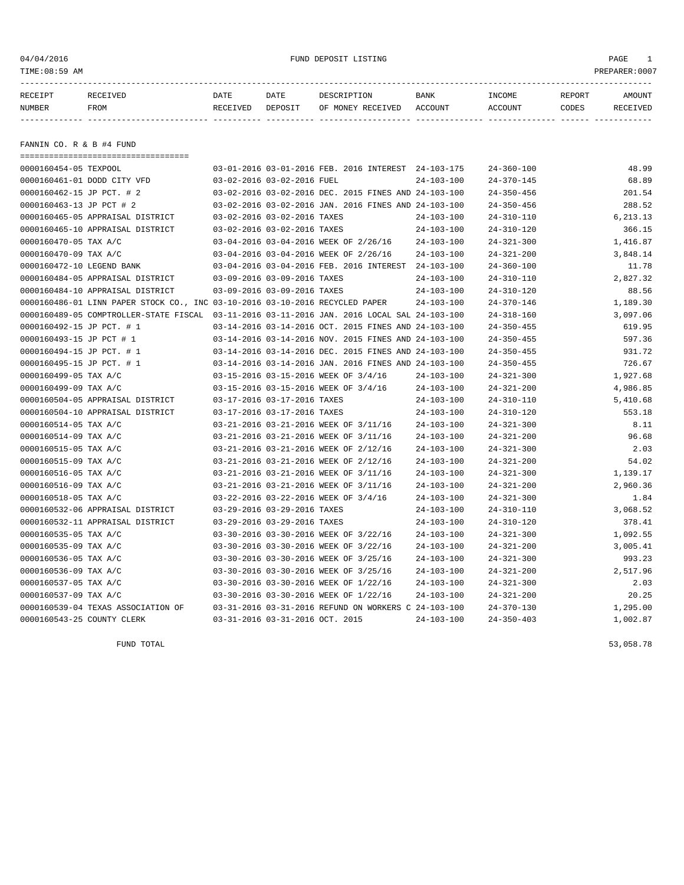04/04/2016 FUND DEPOSIT LISTING

TIME:08:59 AM PREPARER:0007

| RECEIPT NUMBER | RECEIVED FROM | DATE RECEIVED | DATE DEPOSIT | DESCRIPTION OF MONEY RECEIVED | BANK ACCOUNT | INCOME ACCOUNT | REPORT CODES | AMOUNT RECEIVED |
|---|---|---|---|---|---|---|---|---|

## FANNIN CO. R & B #4 FUND

| RECEIPT NUMBER | RECEIVED FROM | DATE RECEIVED | DATE DEPOSIT | DESCRIPTION OF MONEY RECEIVED | BANK ACCOUNT | INCOME ACCOUNT | REPORT CODES | AMOUNT RECEIVED |
|---|---|---|---|---|---|---|---|---|
| 0000160454-05 | TEXPOOL | 03-01-2016 | 03-01-2016 | FEB. 2016 INTEREST | 24-103-175 | 24-360-100 | | 48.99 |
| 0000160461-01 | DODD CITY VFD | 03-02-2016 | 03-02-2016 | FUEL | 24-103-100 | 24-370-145 | | 68.89 |
| 0000160462-15 | JP PCT. # 2 | 03-02-2016 | 03-02-2016 | DEC. 2015 FINES AND | 24-103-100 | 24-350-456 | | 201.54 |
| 0000160463-13 | JP PCT # 2 | 03-02-2016 | 03-02-2016 | JAN. 2016 FINES AND | 24-103-100 | 24-350-456 | | 288.52 |
| 0000160465-05 | APPRAISAL DISTRICT | 03-02-2016 | 03-02-2016 | TAXES | 24-103-100 | 24-310-110 | | 6,213.13 |
| 0000160465-10 | APPRAISAL DISTRICT | 03-02-2016 | 03-02-2016 | TAXES | 24-103-100 | 24-310-120 | | 366.15 |
| 0000160470-05 | TAX A/C | 03-04-2016 | 03-04-2016 | WEEK OF 2/26/16 | 24-103-100 | 24-321-300 | | 1,416.87 |
| 0000160470-09 | TAX A/C | 03-04-2016 | 03-04-2016 | WEEK OF 2/26/16 | 24-103-100 | 24-321-200 | | 3,848.14 |
| 0000160472-10 | LEGEND BANK | 03-04-2016 | 03-04-2016 | FEB. 2016 INTEREST | 24-103-100 | 24-360-100 | | 11.78 |
| 0000160484-05 | APPRAISAL DISTRICT | 03-09-2016 | 03-09-2016 | TAXES | 24-103-100 | 24-310-110 | | 2,827.32 |
| 0000160484-10 | APPRAISAL DISTRICT | 03-09-2016 | 03-09-2016 | TAXES | 24-103-100 | 24-310-120 | | 88.56 |
| 0000160486-01 | LINN PAPER STOCK CO., INC | 03-10-2016 | 03-10-2016 | RECYCLED PAPER | 24-103-100 | 24-370-146 | | 1,189.30 |
| 0000160489-05 | COMPTROLLER-STATE FISCAL | 03-11-2016 | 03-11-2016 | JAN. 2016 LOCAL SAL | 24-103-100 | 24-318-160 | | 3,097.06 |
| 0000160492-15 | JP PCT. # 1 | 03-14-2016 | 03-14-2016 | OCT. 2015 FINES AND | 24-103-100 | 24-350-455 | | 619.95 |
| 0000160493-15 | JP PCT # 1 | 03-14-2016 | 03-14-2016 | NOV. 2015 FINES AND | 24-103-100 | 24-350-455 | | 597.36 |
| 0000160494-15 | JP PCT. # 1 | 03-14-2016 | 03-14-2016 | DEC. 2015 FINES AND | 24-103-100 | 24-350-455 | | 931.72 |
| 0000160495-15 | JP PCT. # 1 | 03-14-2016 | 03-14-2016 | JAN. 2016 FINES AND | 24-103-100 | 24-350-455 | | 726.67 |
| 0000160499-05 | TAX A/C | 03-15-2016 | 03-15-2016 | WEEK OF 3/4/16 | 24-103-100 | 24-321-300 | | 1,927.68 |
| 0000160499-09 | TAX A/C | 03-15-2016 | 03-15-2016 | WEEK OF 3/4/16 | 24-103-100 | 24-321-200 | | 4,986.85 |
| 0000160504-05 | APPRAISAL DISTRICT | 03-17-2016 | 03-17-2016 | TAXES | 24-103-100 | 24-310-110 | | 5,410.68 |
| 0000160504-10 | APPRAISAL DISTRICT | 03-17-2016 | 03-17-2016 | TAXES | 24-103-100 | 24-310-120 | | 553.18 |
| 0000160514-05 | TAX A/C | 03-21-2016 | 03-21-2016 | WEEK OF 3/11/16 | 24-103-100 | 24-321-300 | | 8.11 |
| 0000160514-09 | TAX A/C | 03-21-2016 | 03-21-2016 | WEEK OF 3/11/16 | 24-103-100 | 24-321-200 | | 96.68 |
| 0000160515-05 | TAX A/C | 03-21-2016 | 03-21-2016 | WEEK OF 2/12/16 | 24-103-100 | 24-321-300 | | 2.03 |
| 0000160515-09 | TAX A/C | 03-21-2016 | 03-21-2016 | WEEK OF 2/12/16 | 24-103-100 | 24-321-200 | | 54.02 |
| 0000160516-05 | TAX A/C | 03-21-2016 | 03-21-2016 | WEEK OF 3/11/16 | 24-103-100 | 24-321-300 | | 1,139.17 |
| 0000160516-09 | TAX A/C | 03-21-2016 | 03-21-2016 | WEEK OF 3/11/16 | 24-103-100 | 24-321-200 | | 2,960.36 |
| 0000160518-05 | TAX A/C | 03-22-2016 | 03-22-2016 | WEEK OF 3/4/16 | 24-103-100 | 24-321-300 | | 1.84 |
| 0000160532-06 | APPRAISAL DISTRICT | 03-29-2016 | 03-29-2016 | TAXES | 24-103-100 | 24-310-110 | | 3,068.52 |
| 0000160532-11 | APPRAISAL DISTRICT | 03-29-2016 | 03-29-2016 | TAXES | 24-103-100 | 24-310-120 | | 378.41 |
| 0000160535-05 | TAX A/C | 03-30-2016 | 03-30-2016 | WEEK OF 3/22/16 | 24-103-100 | 24-321-300 | | 1,092.55 |
| 0000160535-09 | TAX A/C | 03-30-2016 | 03-30-2016 | WEEK OF 3/22/16 | 24-103-100 | 24-321-200 | | 3,005.41 |
| 0000160536-05 | TAX A/C | 03-30-2016 | 03-30-2016 | WEEK OF 3/25/16 | 24-103-100 | 24-321-300 | | 993.23 |
| 0000160536-09 | TAX A/C | 03-30-2016 | 03-30-2016 | WEEK OF 3/25/16 | 24-103-100 | 24-321-200 | | 2,517.96 |
| 0000160537-05 | TAX A/C | 03-30-2016 | 03-30-2016 | WEEK OF 1/22/16 | 24-103-100 | 24-321-300 | | 2.03 |
| 0000160537-09 | TAX A/C | 03-30-2016 | 03-30-2016 | WEEK OF 1/22/16 | 24-103-100 | 24-321-200 | | 20.25 |
| 0000160539-04 | TEXAS ASSOCIATION OF | 03-31-2016 | 03-31-2016 | REFUND ON WORKERS C | 24-103-100 | 24-370-130 | | 1,295.00 |
| 0000160543-25 | COUNTY CLERK | 03-31-2016 | 03-31-2016 | OCT. 2015 | 24-103-100 | 24-350-403 | | 1,002.87 |

FUND TOTAL 53,058.78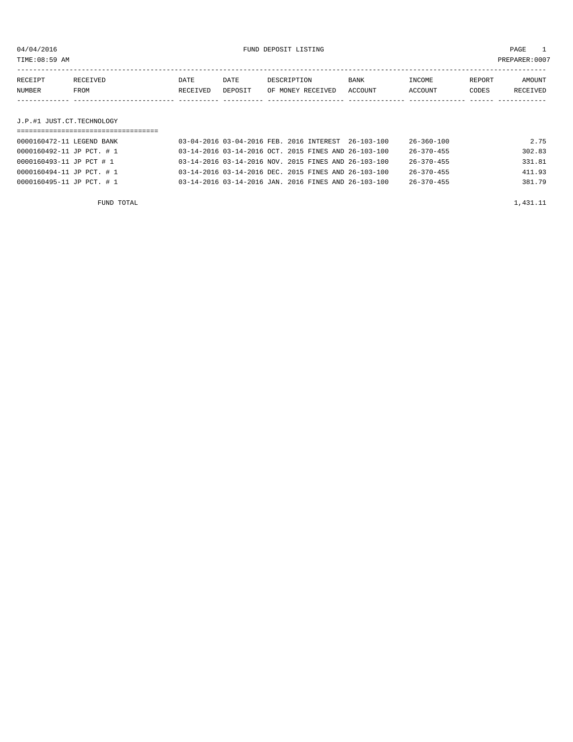04/04/2016 FUND DEPOSIT LISTING

TIME:08:59 AM PREPARER:0007

| RECEIPT NUMBER | RECEIVED FROM | DATE RECEIVED | DATE DEPOSIT | DESCRIPTION OF MONEY RECEIVED | BANK ACCOUNT | INCOME ACCOUNT | REPORT CODES | AMOUNT RECEIVED |
|---|---|---|---|---|---|---|---|---|

## J.P.#1 JUST.CT.TECHNOLOGY

| RECEIPT NUMBER | RECEIVED FROM | DATE RECEIVED | DATE DEPOSIT | DESCRIPTION OF MONEY RECEIVED | BANK ACCOUNT | INCOME ACCOUNT | REPORT CODES | AMOUNT RECEIVED |
|---|---|---|---|---|---|---|---|---|
| 0000160472-11 | LEGEND BANK | 03-04-2016 | 03-04-2016 | FEB. 2016 INTEREST | 26-103-100 | 26-360-100 | | 2.75 |
| 0000160492-11 | JP PCT. # 1 | 03-14-2016 | 03-14-2016 | OCT. 2015 FINES AND | 26-103-100 | 26-370-455 | | 302.83 |
| 0000160493-11 | JP PCT # 1 | 03-14-2016 | 03-14-2016 | NOV. 2015 FINES AND | 26-103-100 | 26-370-455 | | 331.81 |
| 0000160494-11 | JP PCT. # 1 | 03-14-2016 | 03-14-2016 | DEC. 2015 FINES AND | 26-103-100 | 26-370-455 | | 411.93 |
| 0000160495-11 | JP PCT. # 1 | 03-14-2016 | 03-14-2016 | JAN. 2016 FINES AND | 26-103-100 | 26-370-455 | | 381.79 |
| | FUND TOTAL | | | | | | | 1,431.11 |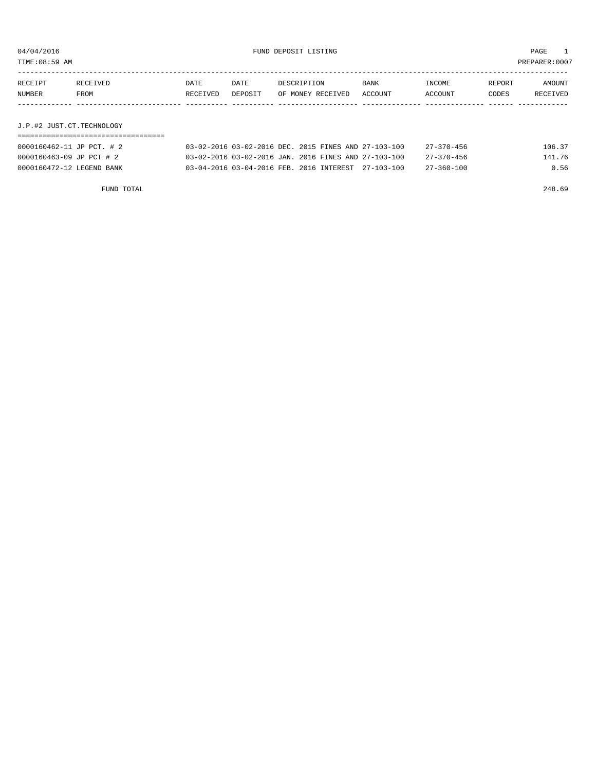04/04/2016 FUND DEPOSIT LISTING

TIME:08:59 AM PREPARER:0007

| RECEIPT NUMBER | RECEIVED FROM | DATE RECEIVED | DATE DEPOSIT | DESCRIPTION OF MONEY RECEIVED | BANK ACCOUNT | INCOME ACCOUNT | REPORT CODES | AMOUNT RECEIVED |
|---|---|---|---|---|---|---|---|---|
| **J.P.#2 JUST.CT.TECHNOLOGY** | | | | | | | | |
| 0000160462-11 | JP PCT. # 2 | 03-02-2016 | 03-02-2016 | DEC. 2015 FINES AND | 27-103-100 | 27-370-456 | | 106.37 |
| 0000160463-09 | JP PCT # 2 | 03-02-2016 | 03-02-2016 | JAN. 2016 FINES AND | 27-103-100 | 27-370-456 | | 141.76 |
| 0000160472-12 | LEGEND BANK | 03-04-2016 | 03-04-2016 | FEB. 2016 INTEREST | 27-103-100 | 27-360-100 | | 0.56 |
| | FUND TOTAL | | | | | | | 248.69 |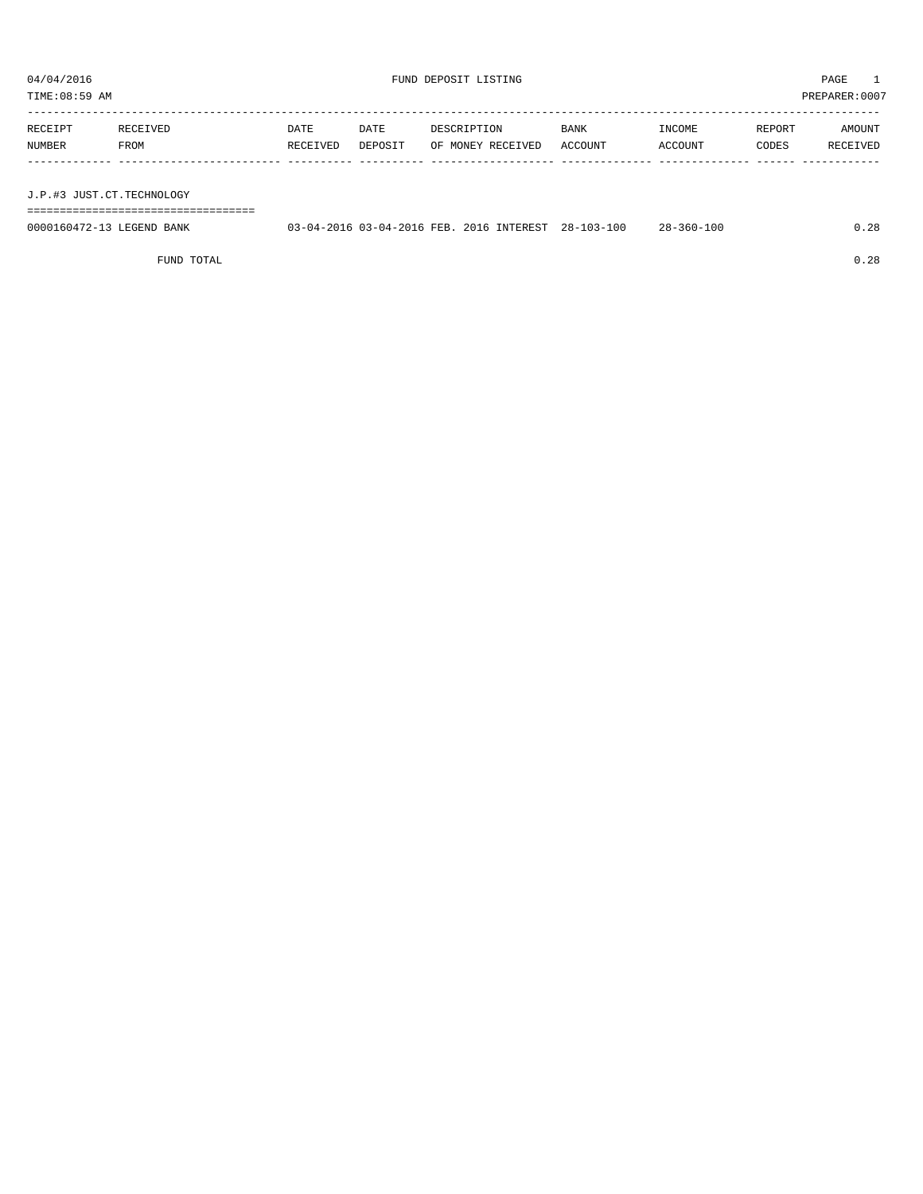# FUND DEPOSIT LISTING

04/04/2016

TIME:08:59 AM

PREPARER:0007

| RECEIPT NUMBER | RECEIVED FROM | DATE RECEIVED | DATE DEPOSIT | DESCRIPTION OF MONEY RECEIVED | BANK ACCOUNT | INCOME ACCOUNT | REPORT CODES | AMOUNT RECEIVED |
|---|---|---|---|---|---|---|---|---|

## J.P.#3 JUST.CT.TECHNOLOGY

| RECEIPT NUMBER | RECEIVED FROM | DATE RECEIVED | DATE DEPOSIT | DESCRIPTION OF MONEY RECEIVED | BANK ACCOUNT | INCOME ACCOUNT | REPORT CODES | AMOUNT RECEIVED |
|---|---|---|---|---|---|---|---|---|
| 0000160472-13 | LEGEND BANK | 03-04-2016 | 03-04-2016 | FEB. 2016 INTEREST | 28-103-100 | 28-360-100 | | 0.28 |
| | FUND TOTAL | | | | | | | 0.28 |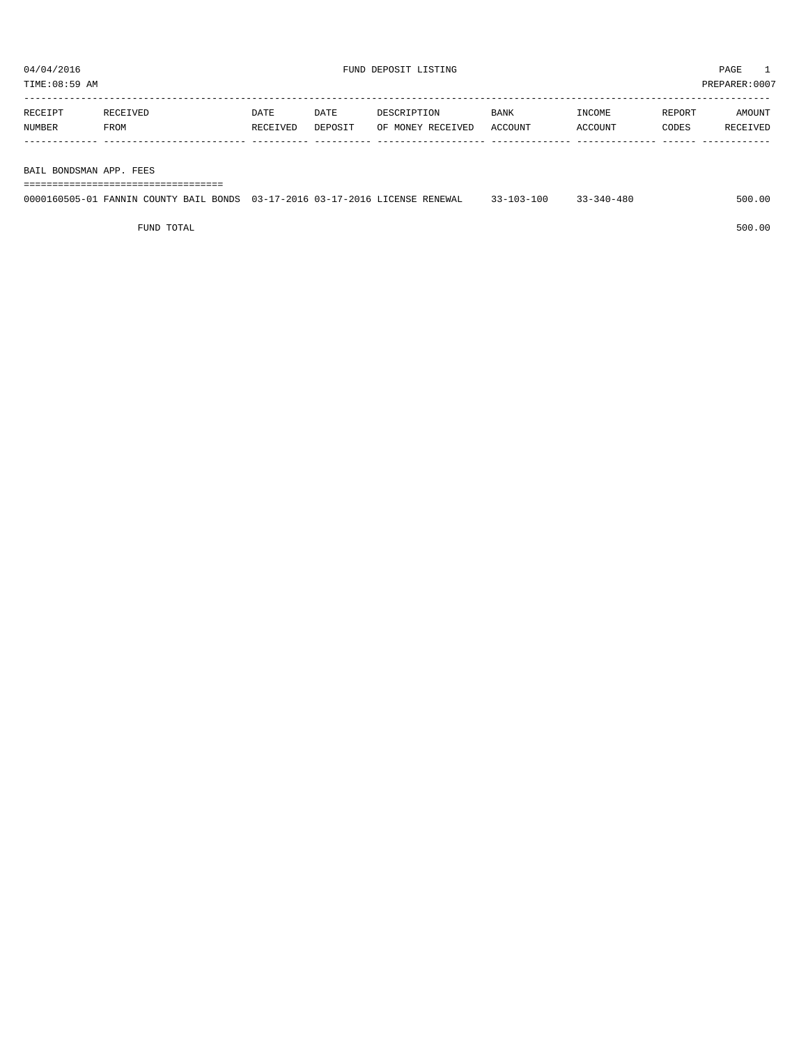04/04/2016 FUND DEPOSIT LISTING PAGE 1

TIME:08:59 AM PREPARER:0007

| RECEIPT NUMBER | RECEIVED FROM | DATE RECEIVED | DATE DEPOSIT | DESCRIPTION OF MONEY RECEIVED | BANK ACCOUNT | INCOME ACCOUNT | REPORT CODES | AMOUNT RECEIVED |
|---|---|---|---|---|---|---|---|---|

BAIL BONDSMAN APP. FEES

| RECEIPT NUMBER | RECEIVED FROM | DATE RECEIVED | DATE DEPOSIT | DESCRIPTION OF MONEY RECEIVED | BANK ACCOUNT | INCOME ACCOUNT | REPORT CODES | AMOUNT RECEIVED |
|---|---|---|---|---|---|---|---|---|
| 0000160505-01 | FANNIN COUNTY BAIL BONDS | 03-17-2016 | 03-17-2016 | LICENSE RENEWAL | 33-103-100 | 33-340-480 | | 500.00 |
| | FUND TOTAL | | | | | | | 500.00 |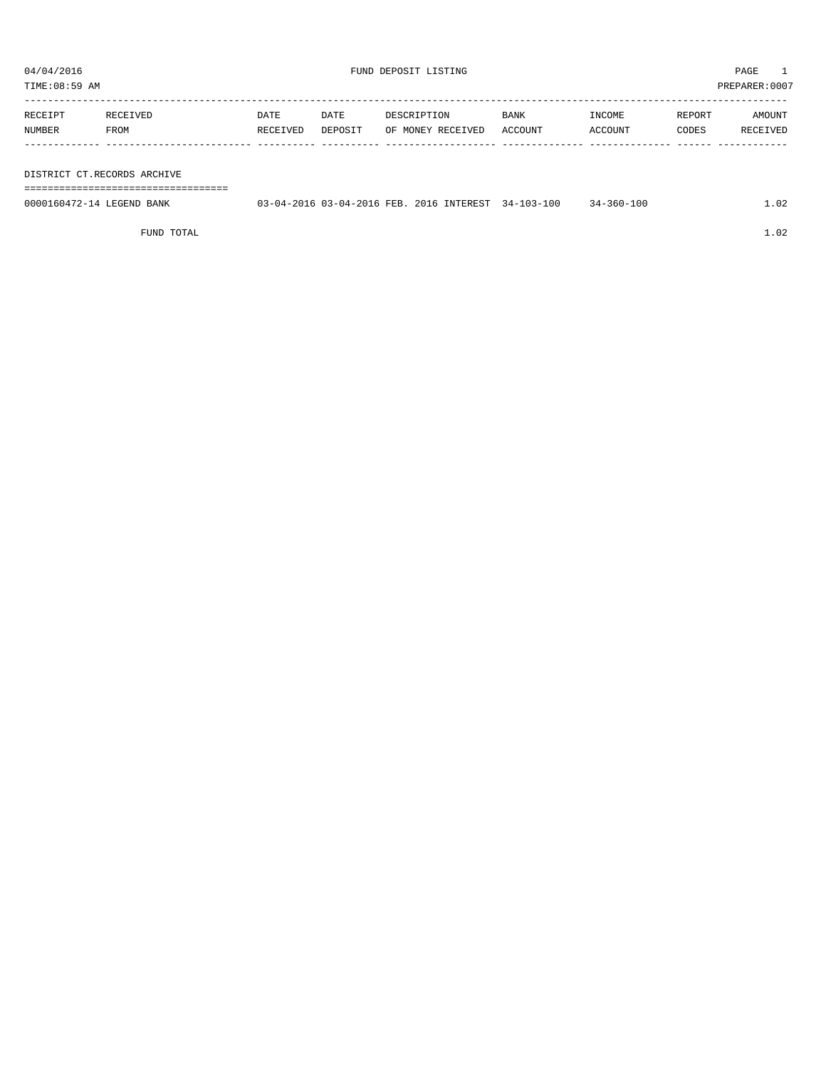04/04/2016 FUND DEPOSIT LISTING PAGE 1

TIME:08:59 AM PREPARER:0007

| RECEIPT NUMBER | RECEIVED FROM | DATE RECEIVED | DATE DEPOSIT | DESCRIPTION OF MONEY RECEIVED | BANK ACCOUNT | INCOME ACCOUNT | REPORT CODES | AMOUNT RECEIVED |
|---|---|---|---|---|---|---|---|---|
| DISTRICT CT.RECORDS ARCHIVE | | | | | | | | |
| 0000160472-14 | LEGEND BANK | 03-04-2016 | 03-04-2016 | FEB. 2016 INTEREST | 34-103-100 | 34-360-100 | | 1.02 |
| | FUND TOTAL | | | | | | | 1.02 |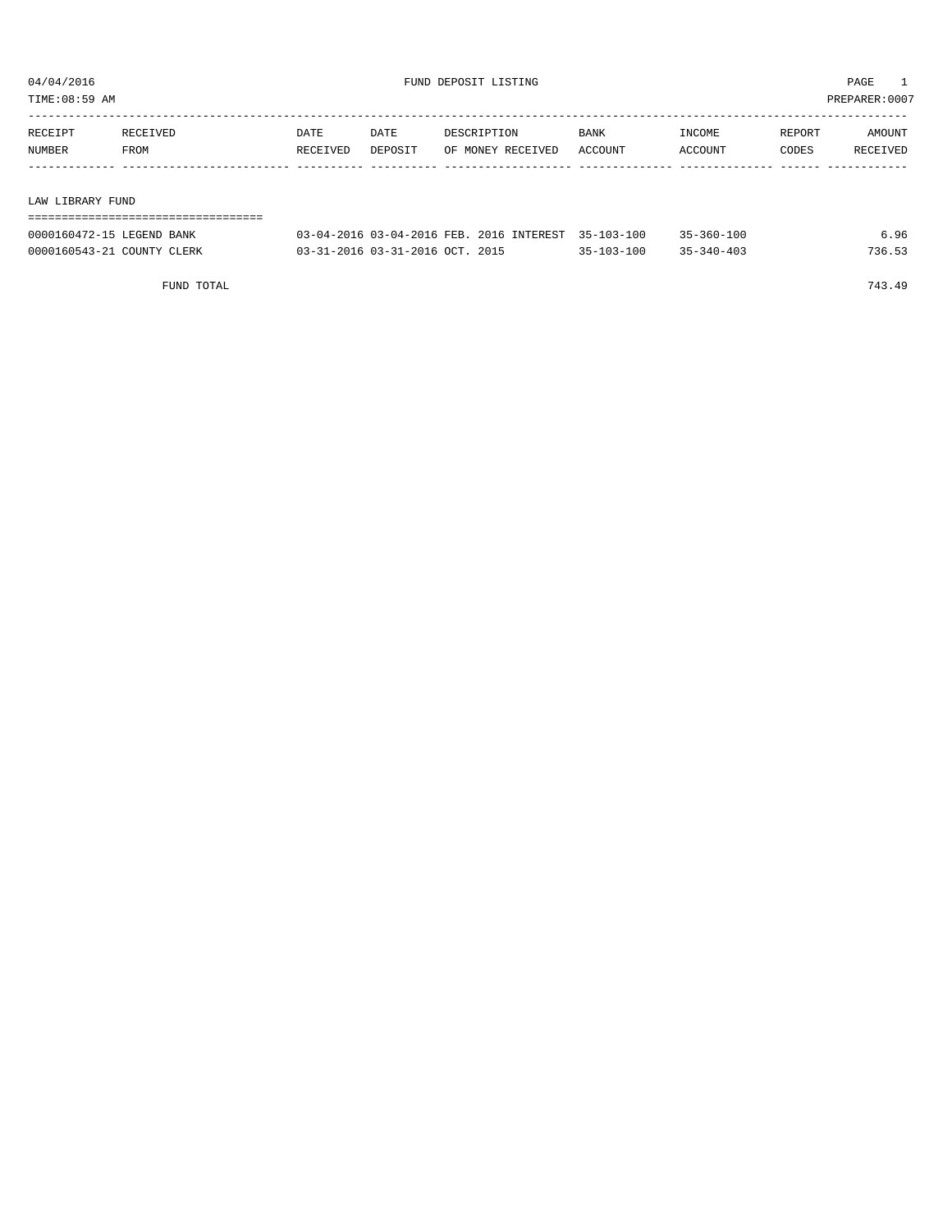FUND DEPOSIT LISTING

TIME:08:59 AM — PREPARER:0007

04/04/2016

## LAW LIBRARY FUND

| RECEIPT NUMBER | RECEIVED FROM | DATE RECEIVED | DATE DEPOSIT | DESCRIPTION OF MONEY RECEIVED | BANK ACCOUNT | INCOME ACCOUNT | REPORT CODES | AMOUNT RECEIVED |
|---|---|---|---|---|---|---|---|---|
| 0000160472-15 | LEGEND BANK | 03-04-2016 | 03-04-2016 | FEB. 2016 INTEREST | 35-103-100 | 35-360-100 | | 6.96 |
| 0000160543-21 | COUNTY CLERK | 03-31-2016 | 03-31-2016 | OCT. 2015 | 35-103-100 | 35-340-403 | | 736.53 |
| | FUND TOTAL | | | | | | | 743.49 |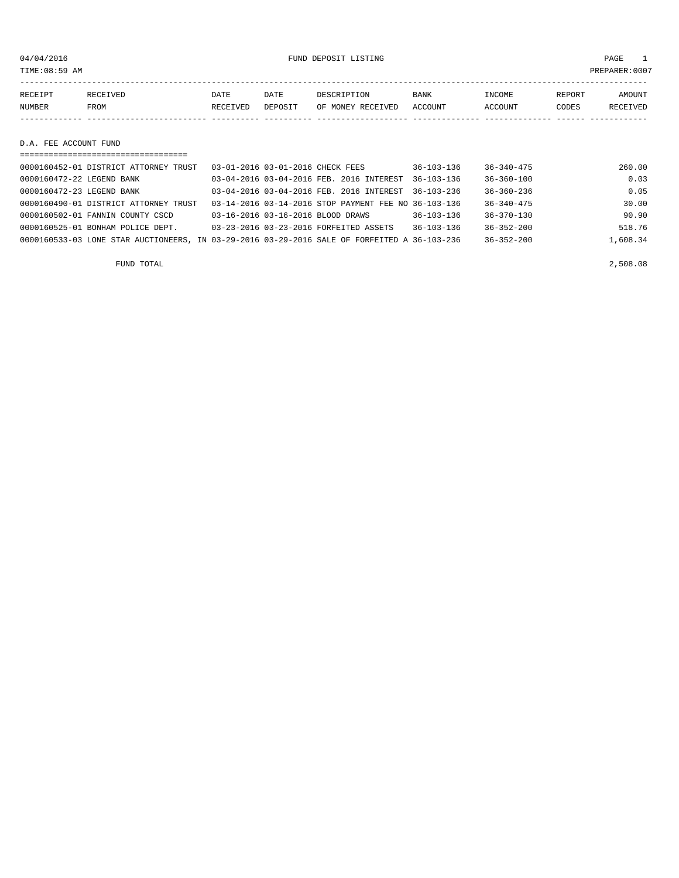04/04/2016 FUND DEPOSIT LISTING

TIME:08:59 AM PREPARER:0007

| RECEIPT NUMBER | RECEIVED FROM | DATE RECEIVED | DATE DEPOSIT | DESCRIPTION OF MONEY RECEIVED | BANK ACCOUNT | INCOME ACCOUNT | REPORT CODES | AMOUNT RECEIVED |
|---|---|---|---|---|---|---|---|---|

## D.A. FEE ACCOUNT FUND

| RECEIPT NUMBER | RECEIVED FROM | DATE RECEIVED | DATE DEPOSIT | DESCRIPTION OF MONEY RECEIVED | BANK ACCOUNT | INCOME ACCOUNT | REPORT CODES | AMOUNT RECEIVED |
|---|---|---|---|---|---|---|---|---|
| 0000160452-01 | DISTRICT ATTORNEY TRUST | 03-01-2016 | 03-01-2016 | CHECK FEES | 36-103-136 | 36-340-475 | | 260.00 |
| 0000160472-22 | LEGEND BANK | 03-04-2016 | 03-04-2016 | FEB. 2016 INTEREST | 36-103-136 | 36-360-100 | | 0.03 |
| 0000160472-23 | LEGEND BANK | 03-04-2016 | 03-04-2016 | FEB. 2016 INTEREST | 36-103-236 | 36-360-236 | | 0.05 |
| 0000160490-01 | DISTRICT ATTORNEY TRUST | 03-14-2016 | 03-14-2016 | STOP PAYMENT FEE NO | 36-103-136 | 36-340-475 | | 30.00 |
| 0000160502-01 | FANNIN COUNTY CSCD | 03-16-2016 | 03-16-2016 | BLOOD DRAWS | 36-103-136 | 36-370-130 | | 90.90 |
| 0000160525-01 | BONHAM POLICE DEPT. | 03-23-2016 | 03-23-2016 | FORFEITED ASSETS | 36-103-136 | 36-352-200 | | 518.76 |
| 0000160533-03 | LONE STAR AUCTIONEERS, IN | 03-29-2016 | 03-29-2016 | SALE OF FORFEITED A | 36-103-236 | 36-352-200 | | 1,608.34 |
| | FUND TOTAL | | | | | | | 2,508.08 |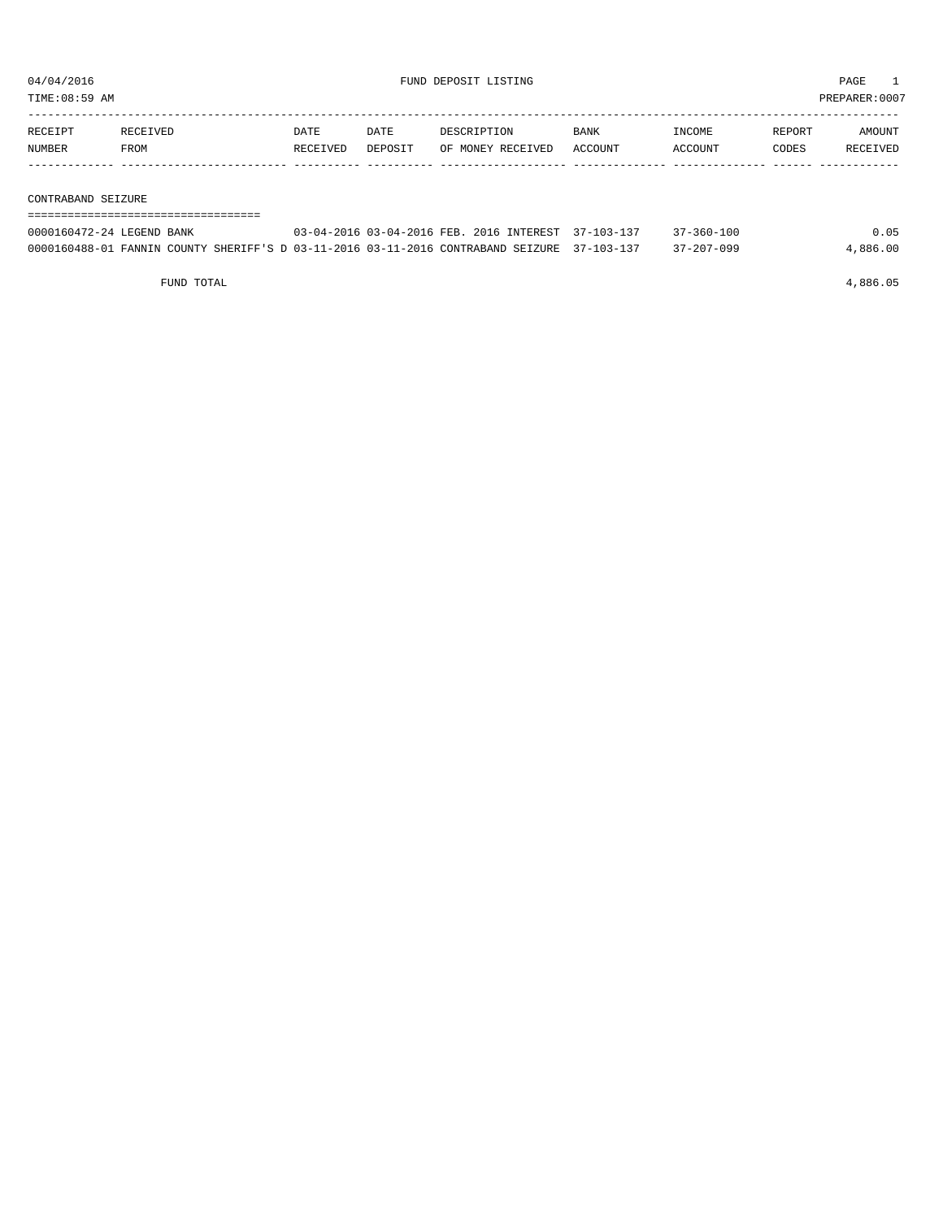04/04/2016 FUND DEPOSIT LISTING PAGE 1

TIME:08:59 AM PREPARER:0007

| RECEIPT NUMBER | RECEIVED FROM | DATE RECEIVED | DATE DEPOSIT | DESCRIPTION OF MONEY RECEIVED | BANK ACCOUNT | INCOME ACCOUNT | REPORT CODES | AMOUNT RECEIVED |
|---|---|---|---|---|---|---|---|---|

## CONTRABAND SEIZURE

| RECEIPT NUMBER | RECEIVED FROM | DATE RECEIVED | DATE DEPOSIT | DESCRIPTION OF MONEY RECEIVED | BANK ACCOUNT | INCOME ACCOUNT | REPORT CODES | AMOUNT RECEIVED |
|---|---|---|---|---|---|---|---|---|
| 0000160472-24 | LEGEND BANK | 03-04-2016 | 03-04-2016 | FEB. 2016 INTEREST | 37-103-137 | 37-360-100 | | 0.05 |
| 0000160488-01 | FANNIN COUNTY SHERIFF'S D | 03-11-2016 | 03-11-2016 | CONTRABAND SEIZURE | 37-103-137 | 37-207-099 | | 4,886.00 |

FUND TOTAL 4,886.05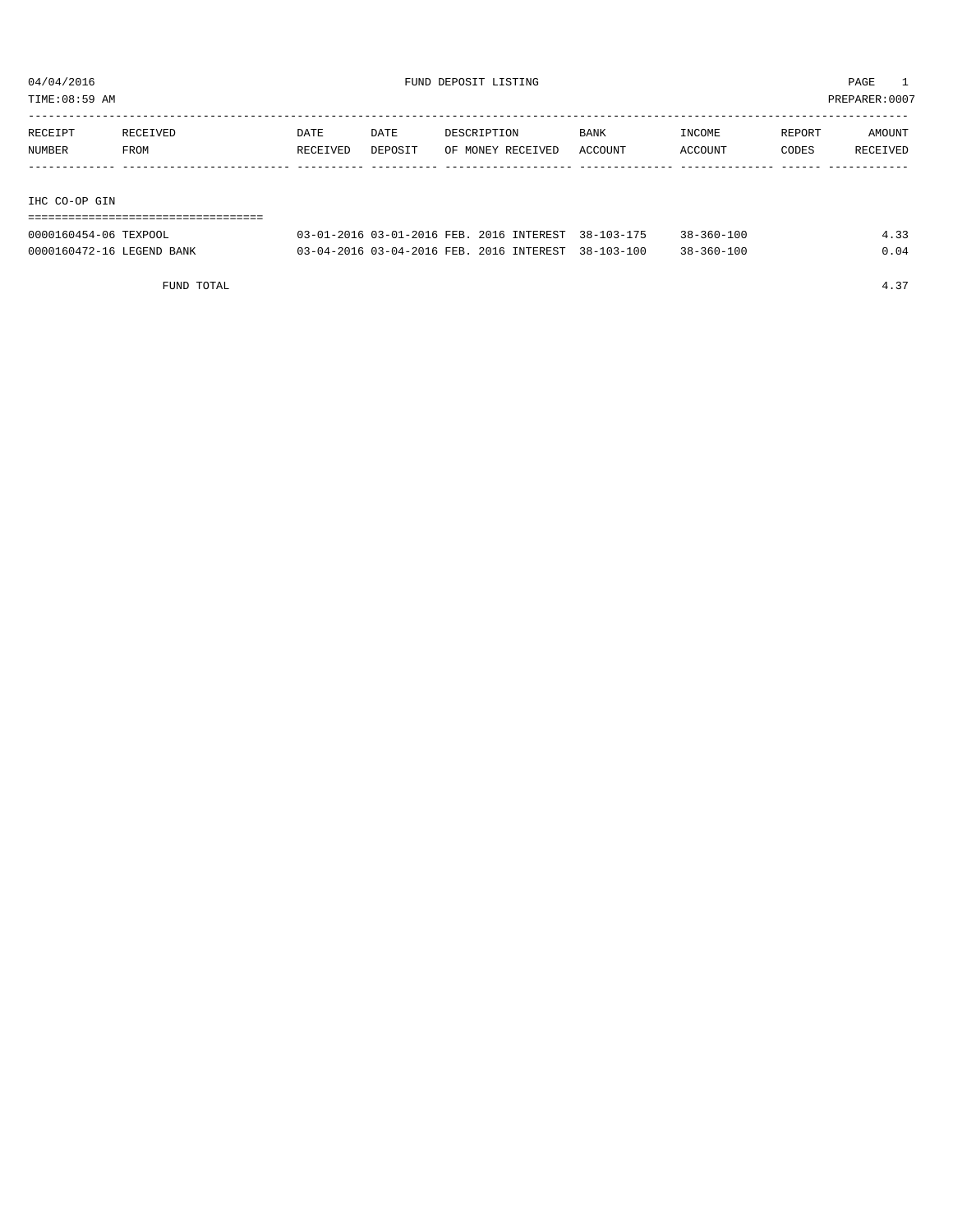04/04/2016 FUND DEPOSIT LISTING PAGE 1

TIME:08:59 AM PREPARER:0007

| RECEIPT NUMBER | RECEIVED FROM | DATE RECEIVED | DATE DEPOSIT | DESCRIPTION OF MONEY RECEIVED | BANK ACCOUNT | INCOME ACCOUNT | REPORT CODES | AMOUNT RECEIVED |
|---|---|---|---|---|---|---|---|---|
| **IHC CO-OP GIN** | | | | | | | | |
| 0000160454-06 | TEXPOOL | 03-01-2016 | 03-01-2016 | FEB. 2016 INTEREST | 38-103-175 | 38-360-100 | | 4.33 |
| 0000160472-16 | LEGEND BANK | 03-04-2016 | 03-04-2016 | FEB. 2016 INTEREST | 38-103-100 | 38-360-100 | | 0.04 |
| | FUND TOTAL | | | | | | | 4.37 |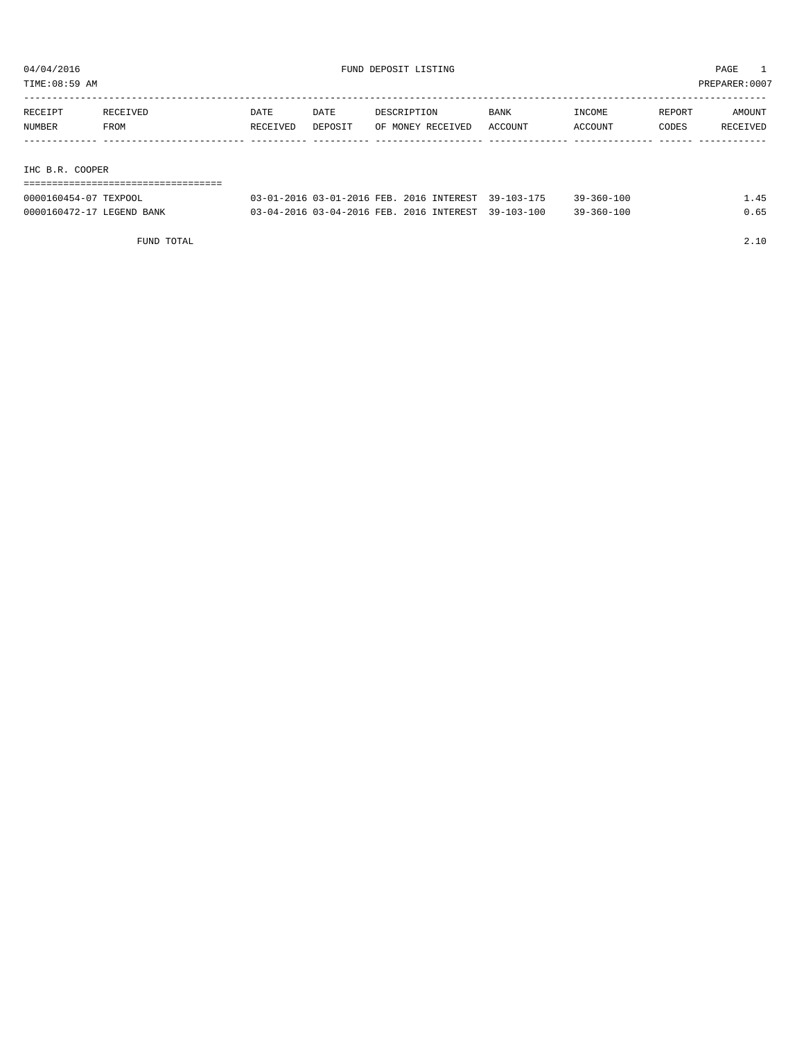# FUND DEPOSIT LISTING

04/04/2016
TIME:08:59 AM
PREPARER:0007

| RECEIPT NUMBER | RECEIVED FROM | DATE RECEIVED | DATE DEPOSIT | DESCRIPTION OF MONEY RECEIVED | BANK ACCOUNT | INCOME ACCOUNT | REPORT CODES | AMOUNT RECEIVED |
|---|---|---|---|---|---|---|---|---|

## IHC B.R. COOPER

| RECEIPT NUMBER | RECEIVED FROM | DATE RECEIVED | DATE DEPOSIT | DESCRIPTION OF MONEY RECEIVED | BANK ACCOUNT | INCOME ACCOUNT | REPORT CODES | AMOUNT RECEIVED |
|---|---|---|---|---|---|---|---|---|
| 0000160454-07 | TEXPOOL | 03-01-2016 | 03-01-2016 | FEB. 2016 INTEREST | 39-103-175 | 39-360-100 | | 1.45 |
| 0000160472-17 | LEGEND BANK | 03-04-2016 | 03-04-2016 | FEB. 2016 INTEREST | 39-103-100 | 39-360-100 | | 0.65 |
| | FUND TOTAL | | | | | | | 2.10 |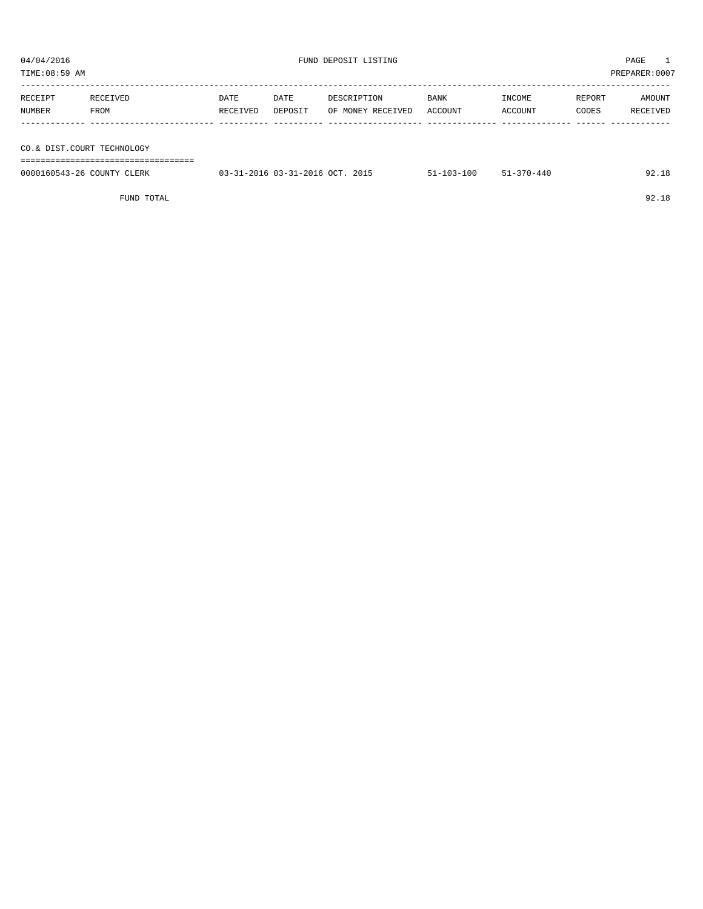04/04/2016 FUND DEPOSIT LISTING PAGE 1

TIME:08:59 AM PREPARER:0007

| RECEIPT NUMBER | RECEIVED FROM | DATE RECEIVED | DATE DEPOSIT | DESCRIPTION OF MONEY RECEIVED | BANK ACCOUNT | INCOME ACCOUNT | REPORT CODES | AMOUNT RECEIVED |
|---|---|---|---|---|---|---|---|---|

## CO.& DIST.COURT TECHNOLOGY

| RECEIPT NUMBER | RECEIVED FROM | DATE RECEIVED | DATE DEPOSIT | DESCRIPTION OF MONEY RECEIVED | BANK ACCOUNT | INCOME ACCOUNT | REPORT CODES | AMOUNT RECEIVED |
|---|---|---|---|---|---|---|---|---|
| 0000160543-26 | COUNTY CLERK | 03-31-2016 | 03-31-2016 | OCT. 2015 | 51-103-100 | 51-370-440 | | 92.18 |
| | FUND TOTAL | | | | | | | 92.18 |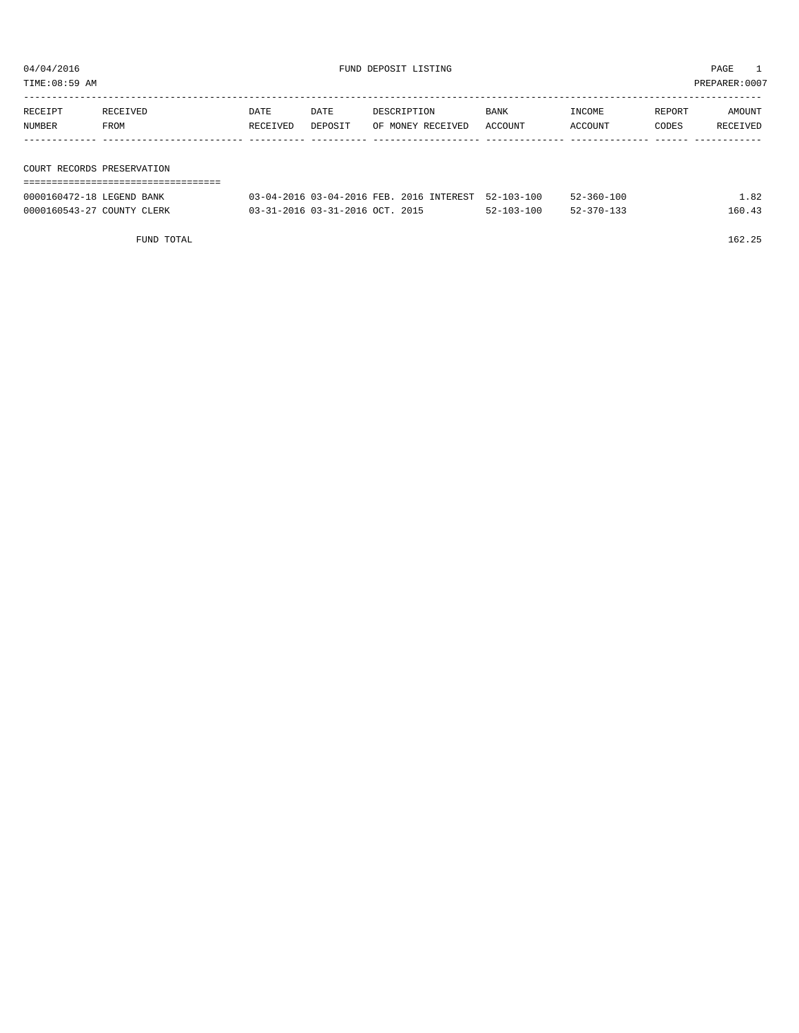04/04/2016 FUND DEPOSIT LISTING

TIME:08:59 AM PREPARER:0007

| RECEIPT NUMBER | RECEIVED FROM | DATE RECEIVED | DATE DEPOSIT | DESCRIPTION OF MONEY RECEIVED | BANK ACCOUNT | INCOME ACCOUNT | REPORT CODES | AMOUNT RECEIVED |
|---|---|---|---|---|---|---|---|---|

COURT RECORDS PRESERVATION

| RECEIPT NUMBER | RECEIVED FROM | DATE RECEIVED | DATE DEPOSIT | DESCRIPTION OF MONEY RECEIVED | BANK ACCOUNT | INCOME ACCOUNT | REPORT CODES | AMOUNT RECEIVED |
|---|---|---|---|---|---|---|---|---|
| 0000160472-18 | LEGEND BANK | 03-04-2016 | 03-04-2016 | FEB. 2016 INTEREST | 52-103-100 | 52-360-100 | | 1.82 |
| 0000160543-27 | COUNTY CLERK | 03-31-2016 | 03-31-2016 | OCT. 2015 | 52-103-100 | 52-370-133 | | 160.43 |
| | FUND TOTAL | | | | | | | 162.25 |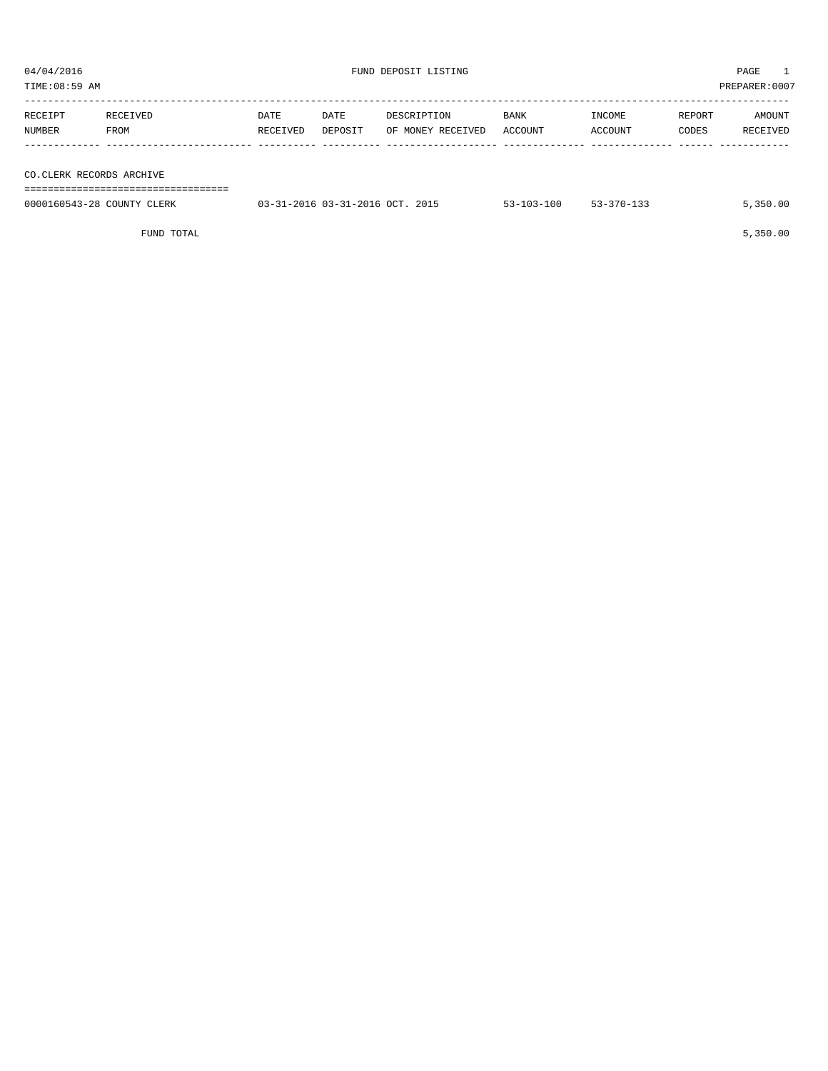04/04/2016 FUND DEPOSIT LISTING PAGE 1

TIME:08:59 AM PREPARER:0007

| RECEIPT NUMBER | RECEIVED FROM | DATE RECEIVED | DATE DEPOSIT | DESCRIPTION OF MONEY RECEIVED | BANK ACCOUNT | INCOME ACCOUNT | REPORT CODES | AMOUNT RECEIVED |
|---|---|---|---|---|---|---|---|---|
| **CO.CLERK RECORDS ARCHIVE** | | | | | | | | |
| 0000160543-28 | COUNTY CLERK | 03-31-2016 | 03-31-2016 | OCT. 2015 | 53-103-100 | 53-370-133 | | 5,350.00 |
| | FUND TOTAL | | | | | | | 5,350.00 |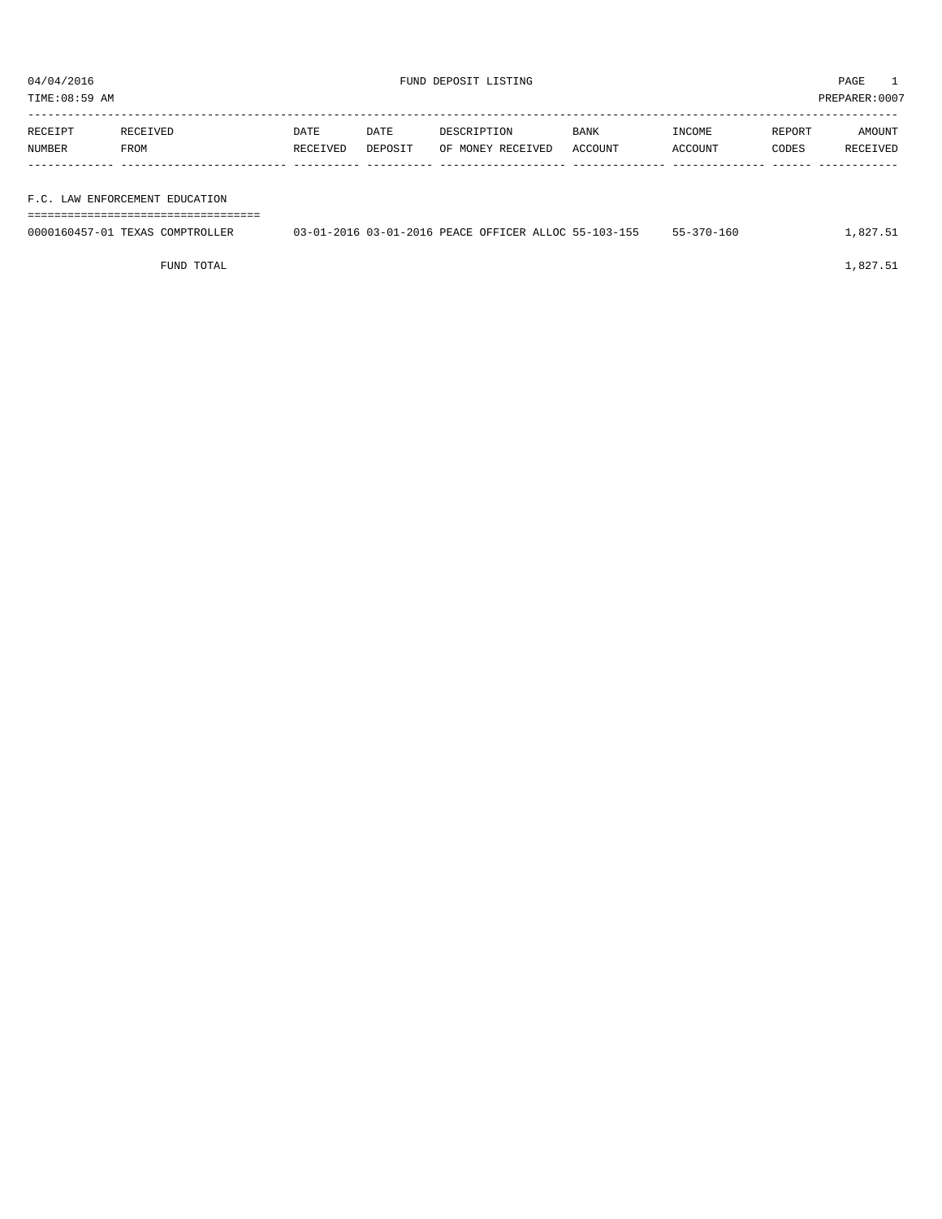04/04/2016 FUND DEPOSIT LISTING

TIME:08:59 AM PREPARER:0007

| RECEIPT NUMBER | RECEIVED FROM | DATE RECEIVED | DATE DEPOSIT | DESCRIPTION OF MONEY RECEIVED | BANK ACCOUNT | INCOME ACCOUNT | REPORT CODES | AMOUNT RECEIVED |
|---|---|---|---|---|---|---|---|---|
| **F.C. LAW ENFORCEMENT EDUCATION** | | | | | | | | |
| 0000160457-01 | TEXAS COMPTROLLER | 03-01-2016 | 03-01-2016 | PEACE OFFICER ALLOC | 55-103-155 | 55-370-160 | | 1,827.51 |
| | FUND TOTAL | | | | | | | 1,827.51 |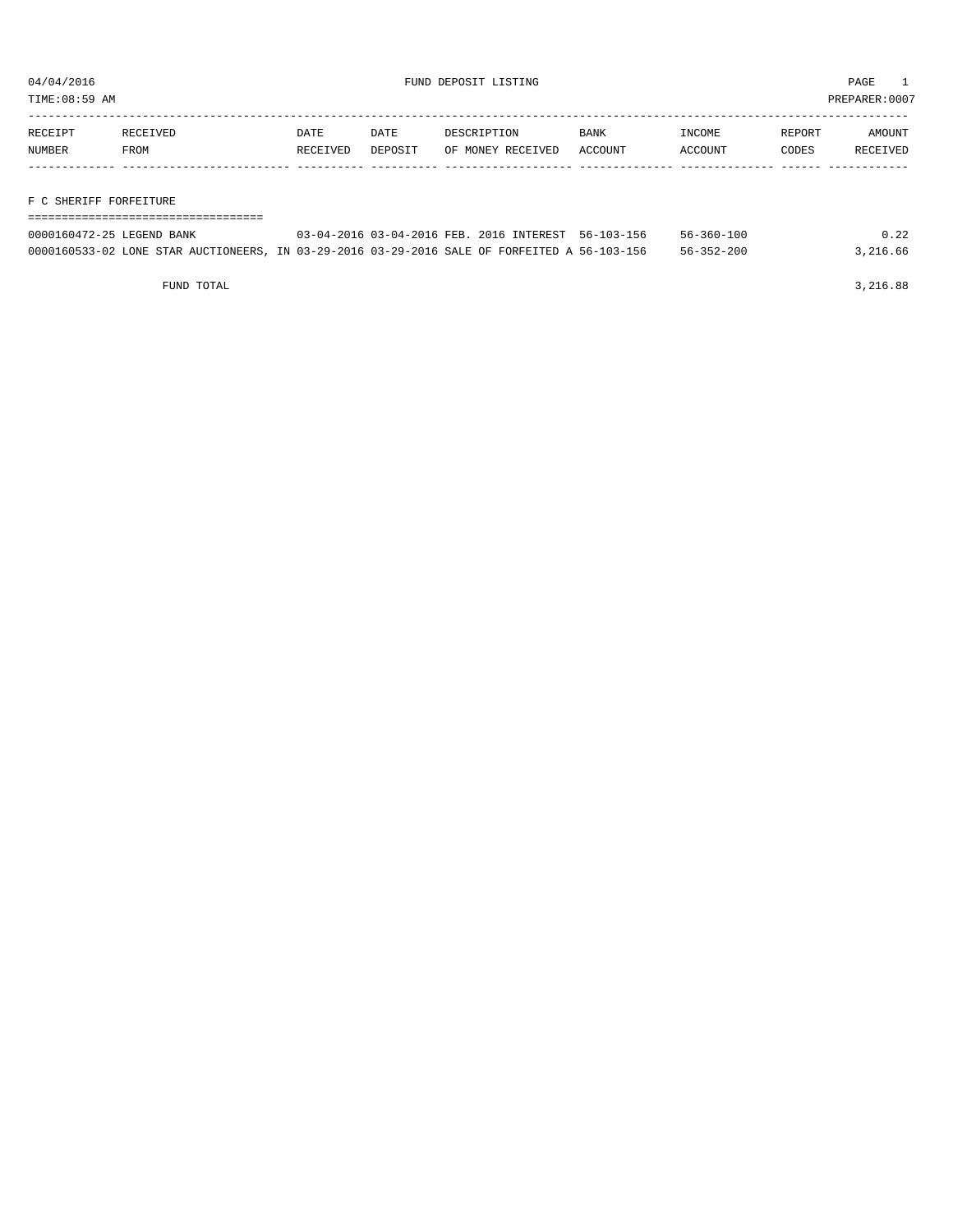04/04/2016 FUND DEPOSIT LISTING

TIME:08:59 AM PREPARER:0007

| RECEIPT NUMBER | RECEIVED FROM | DATE RECEIVED | DATE DEPOSIT | DESCRIPTION OF MONEY RECEIVED | BANK ACCOUNT | INCOME ACCOUNT | REPORT CODES | AMOUNT RECEIVED |
|---|---|---|---|---|---|---|---|---|

## F C SHERIFF FORFEITURE

| RECEIPT NUMBER | RECEIVED FROM | DATE RECEIVED | DATE DEPOSIT | DESCRIPTION OF MONEY RECEIVED | BANK ACCOUNT | INCOME ACCOUNT | REPORT CODES | AMOUNT RECEIVED |
|---|---|---|---|---|---|---|---|---|
| 0000160472-25 | LEGEND BANK | 03-04-2016 | 03-04-2016 | FEB. 2016 INTEREST | 56-103-156 | 56-360-100 | | 0.22 |
| 0000160533-02 | LONE STAR AUCTIONEERS, IN | 03-29-2016 | 03-29-2016 | SALE OF FORFEITED A | 56-103-156 | 56-352-200 | | 3,216.66 |
| | FUND TOTAL | | | | | | | 3,216.88 |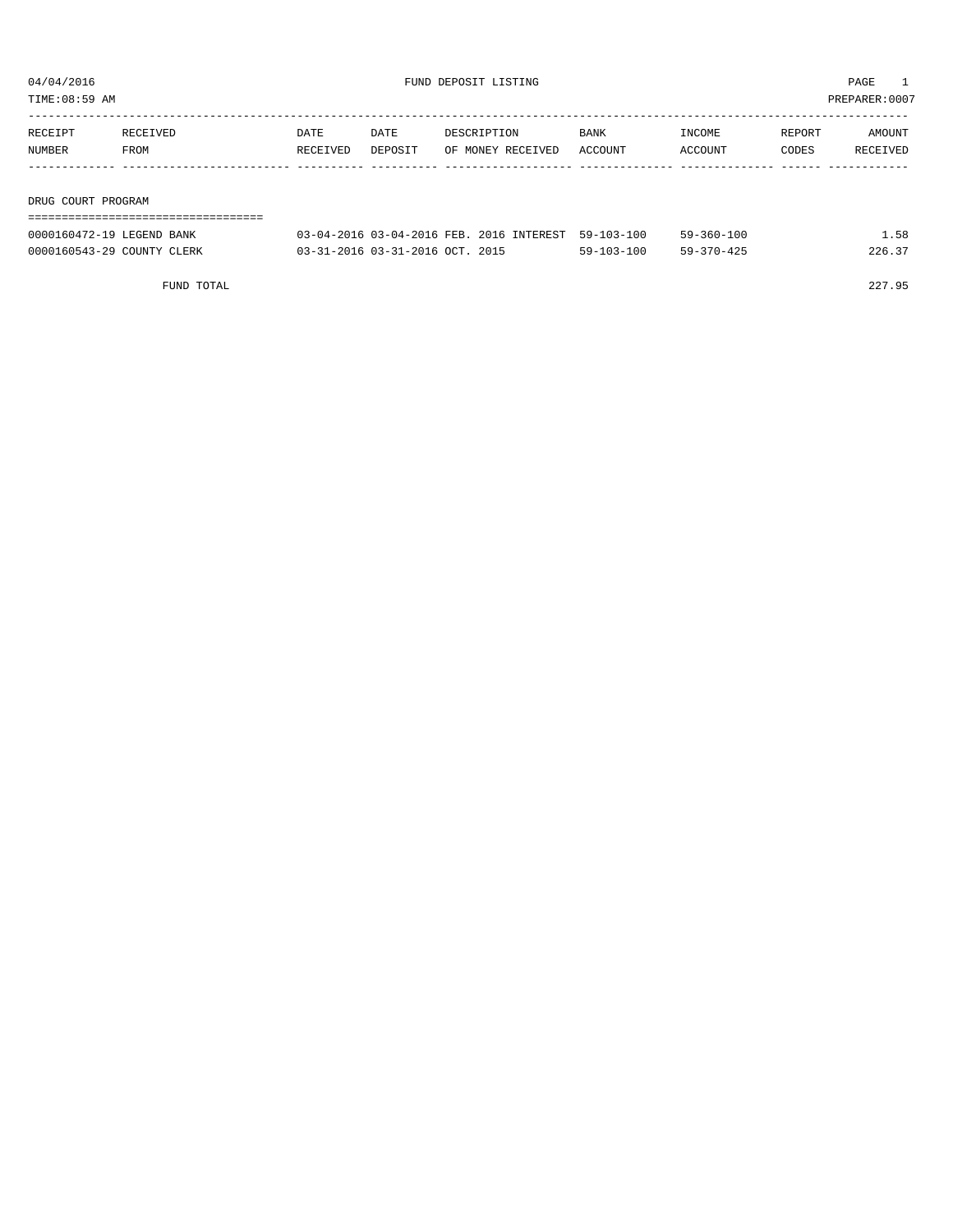04/04/2016 FUND DEPOSIT LISTING
TIME:08:59 AM PREPARER:0007

| RECEIPT NUMBER | RECEIVED FROM | DATE RECEIVED | DATE DEPOSIT | DESCRIPTION OF MONEY RECEIVED | BANK ACCOUNT | INCOME ACCOUNT | REPORT CODES | AMOUNT RECEIVED |
|---|---|---|---|---|---|---|---|---|

## DRUG COURT PROGRAM

| RECEIPT NUMBER | RECEIVED FROM | DATE RECEIVED | DATE DEPOSIT | DESCRIPTION OF MONEY RECEIVED | BANK ACCOUNT | INCOME ACCOUNT | REPORT CODES | AMOUNT RECEIVED |
|---|---|---|---|---|---|---|---|---|
| 0000160472-19 | LEGEND BANK | 03-04-2016 | 03-04-2016 | FEB. 2016 INTEREST | 59-103-100 | 59-360-100 | | 1.58 |
| 0000160543-29 | COUNTY CLERK | 03-31-2016 | 03-31-2016 | OCT. 2015 | 59-103-100 | 59-370-425 | | 226.37 |

FUND TOTAL 227.95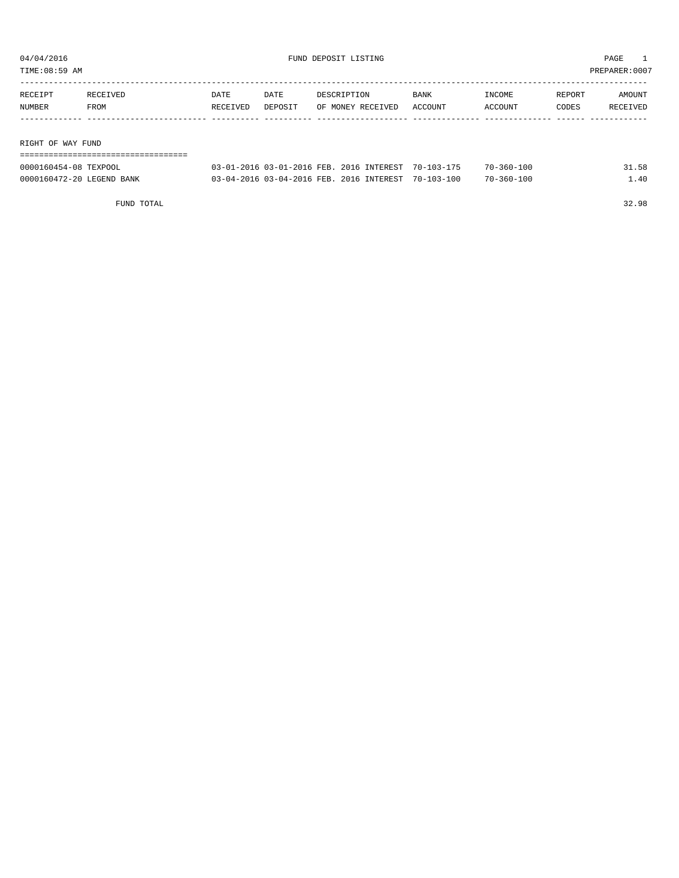04/04/2016 FUND DEPOSIT LISTING PAGE 1
TIME:08:59 AM PREPARER:0007

| RECEIPT NUMBER | RECEIVED FROM | DATE RECEIVED | DATE DEPOSIT | DESCRIPTION OF MONEY RECEIVED | BANK ACCOUNT | INCOME ACCOUNT | REPORT CODES | AMOUNT RECEIVED |
|---|---|---|---|---|---|---|---|---|
| **RIGHT OF WAY FUND** | | | | | | | | |
| 0000160454-08 | TEXPOOL | 03-01-2016 | 03-01-2016 | FEB. 2016 INTEREST | 70-103-175 | 70-360-100 | | 31.58 |
| 0000160472-20 | LEGEND BANK | 03-04-2016 | 03-04-2016 | FEB. 2016 INTEREST | 70-103-100 | 70-360-100 | | 1.40 |
| | FUND TOTAL | | | | | | | 32.98 |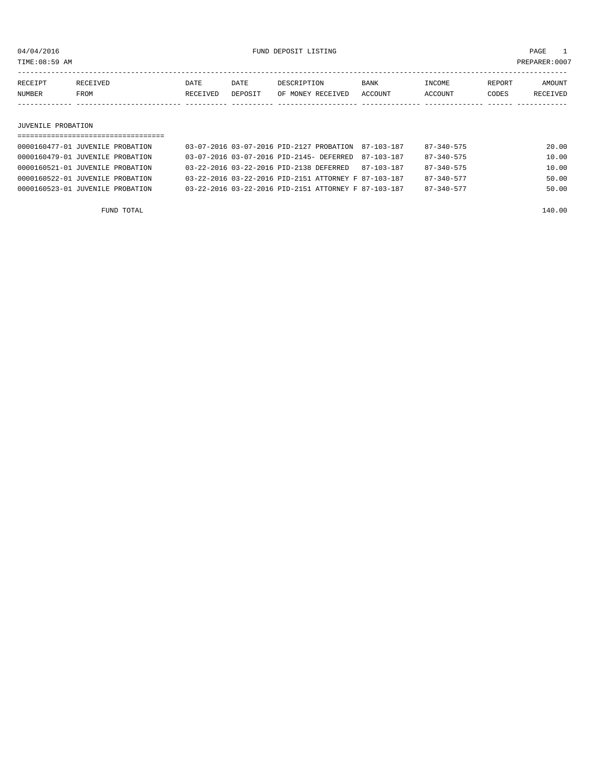04/04/2016 FUND DEPOSIT LISTING PAGE 1

TIME:08:59 AM PREPARER:0007

| RECEIPT NUMBER | RECEIVED FROM | DATE RECEIVED | DATE DEPOSIT | DESCRIPTION OF MONEY RECEIVED | BANK ACCOUNT | INCOME ACCOUNT | REPORT CODES | AMOUNT RECEIVED |
|---|---|---|---|---|---|---|---|---|

## JUVENILE PROBATION

| RECEIPT NUMBER | RECEIVED FROM | DATE RECEIVED | DATE DEPOSIT | DESCRIPTION OF MONEY RECEIVED | BANK ACCOUNT | INCOME ACCOUNT | REPORT CODES | AMOUNT RECEIVED |
|---|---|---|---|---|---|---|---|---|
| 0000160477-01 | JUVENILE PROBATION | 03-07-2016 | 03-07-2016 | PID-2127 PROBATION | 87-103-187 | 87-340-575 | | 20.00 |
| 0000160479-01 | JUVENILE PROBATION | 03-07-2016 | 03-07-2016 | PID-2145- DEFERRED | 87-103-187 | 87-340-575 | | 10.00 |
| 0000160521-01 | JUVENILE PROBATION | 03-22-2016 | 03-22-2016 | PID-2138 DEFERRED | 87-103-187 | 87-340-575 | | 10.00 |
| 0000160522-01 | JUVENILE PROBATION | 03-22-2016 | 03-22-2016 | PID-2151 ATTORNEY F | 87-103-187 | 87-340-577 | | 50.00 |
| 0000160523-01 | JUVENILE PROBATION | 03-22-2016 | 03-22-2016 | PID-2151 ATTORNEY F | 87-103-187 | 87-340-577 | | 50.00 |
| | FUND TOTAL | | | | | | | 140.00 |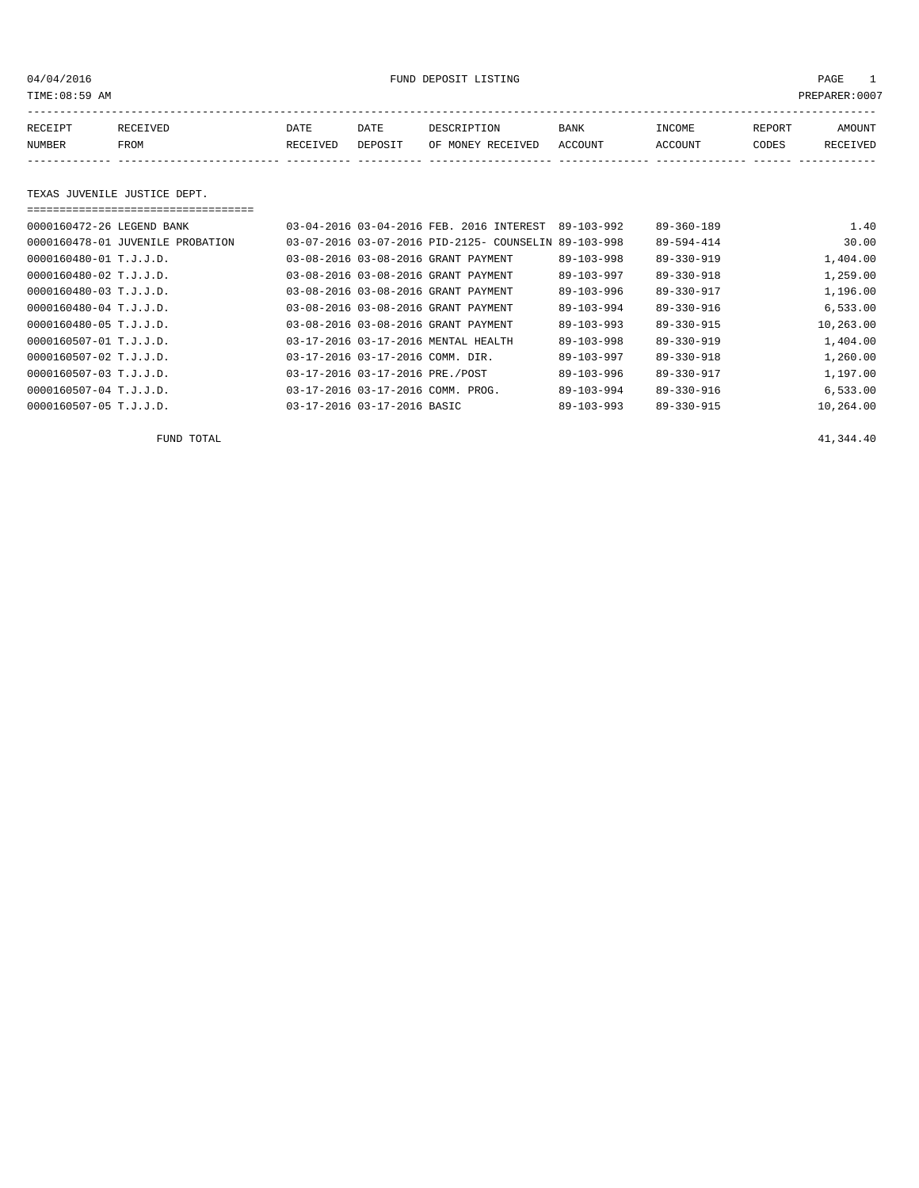04/04/2016 FUND DEPOSIT LISTING

TIME:08:59 AM PREPARER:0007

| RECEIPT NUMBER | RECEIVED FROM | DATE RECEIVED | DATE DEPOSIT | DESCRIPTION OF MONEY RECEIVED | BANK ACCOUNT | INCOME ACCOUNT | REPORT CODES | AMOUNT RECEIVED |
|---|---|---|---|---|---|---|---|---|

## TEXAS JUVENILE JUSTICE DEPT.

| RECEIPT NUMBER | RECEIVED FROM | DATE RECEIVED | DATE DEPOSIT | DESCRIPTION OF MONEY RECEIVED | BANK ACCOUNT | INCOME ACCOUNT | REPORT CODES | AMOUNT RECEIVED |
|---|---|---|---|---|---|---|---|---|
| 0000160472-26 | LEGEND BANK | 03-04-2016 | 03-04-2016 | FEB. 2016 INTEREST | 89-103-992 | 89-360-189 | | 1.40 |
| 0000160478-01 | JUVENILE PROBATION | 03-07-2016 | 03-07-2016 | PID-2125- COUNSELIN | 89-103-998 | 89-594-414 | | 30.00 |
| 0000160480-01 | T.J.J.D. | 03-08-2016 | 03-08-2016 | GRANT PAYMENT | 89-103-998 | 89-330-919 | | 1,404.00 |
| 0000160480-02 | T.J.J.D. | 03-08-2016 | 03-08-2016 | GRANT PAYMENT | 89-103-997 | 89-330-918 | | 1,259.00 |
| 0000160480-03 | T.J.J.D. | 03-08-2016 | 03-08-2016 | GRANT PAYMENT | 89-103-996 | 89-330-917 | | 1,196.00 |
| 0000160480-04 | T.J.J.D. | 03-08-2016 | 03-08-2016 | GRANT PAYMENT | 89-103-994 | 89-330-916 | | 6,533.00 |
| 0000160480-05 | T.J.J.D. | 03-08-2016 | 03-08-2016 | GRANT PAYMENT | 89-103-993 | 89-330-915 | | 10,263.00 |
| 0000160507-01 | T.J.J.D. | 03-17-2016 | 03-17-2016 | MENTAL HEALTH | 89-103-998 | 89-330-919 | | 1,404.00 |
| 0000160507-02 | T.J.J.D. | 03-17-2016 | 03-17-2016 | COMM. DIR. | 89-103-997 | 89-330-918 | | 1,260.00 |
| 0000160507-03 | T.J.J.D. | 03-17-2016 | 03-17-2016 | PRE./POST | 89-103-996 | 89-330-917 | | 1,197.00 |
| 0000160507-04 | T.J.J.D. | 03-17-2016 | 03-17-2016 | COMM. PROG. | 89-103-994 | 89-330-916 | | 6,533.00 |
| 0000160507-05 | T.J.J.D. | 03-17-2016 | 03-17-2016 | BASIC | 89-103-993 | 89-330-915 | | 10,264.00 |

FUND TOTAL 41,344.40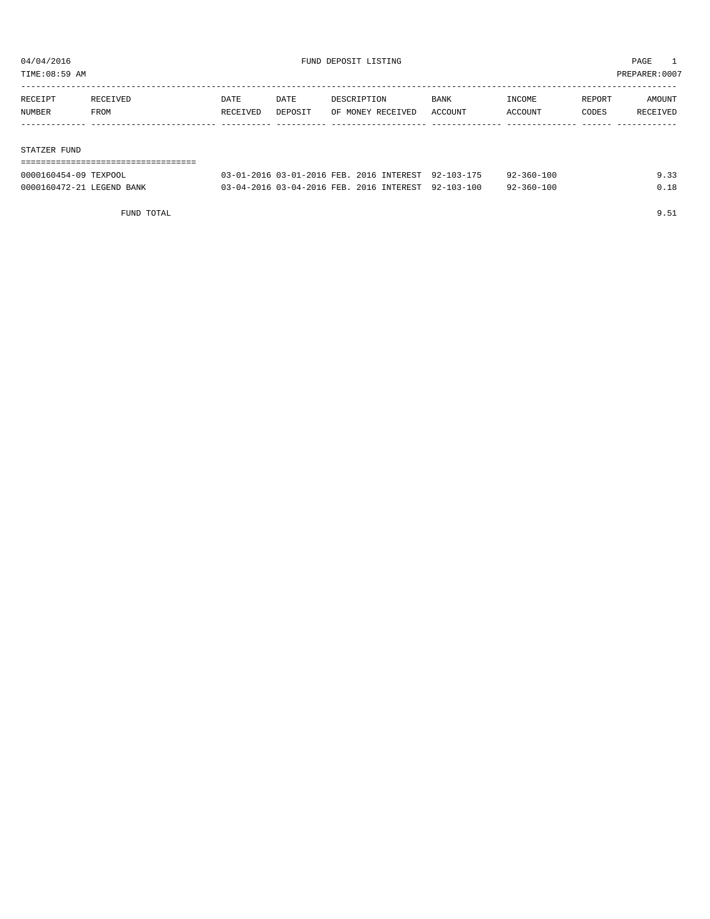04/04/2016 FUND DEPOSIT LISTING PAGE 1
TIME:08:59 AM PREPARER:0007

| RECEIPT NUMBER | RECEIVED FROM | DATE RECEIVED | DATE DEPOSIT | DESCRIPTION OF MONEY RECEIVED | BANK ACCOUNT | INCOME ACCOUNT | REPORT CODES | AMOUNT RECEIVED |
|---|---|---|---|---|---|---|---|---|
| **STATZER FUND** | | | | | | | | |
| 0000160454-09 | TEXPOOL | 03-01-2016 | 03-01-2016 | FEB. 2016 INTEREST | 92-103-175 | 92-360-100 | | 9.33 |
| 0000160472-21 | LEGEND BANK | 03-04-2016 | 03-04-2016 | FEB. 2016 INTEREST | 92-103-100 | 92-360-100 | | 0.18 |
| | FUND TOTAL | | | | | | | 9.51 |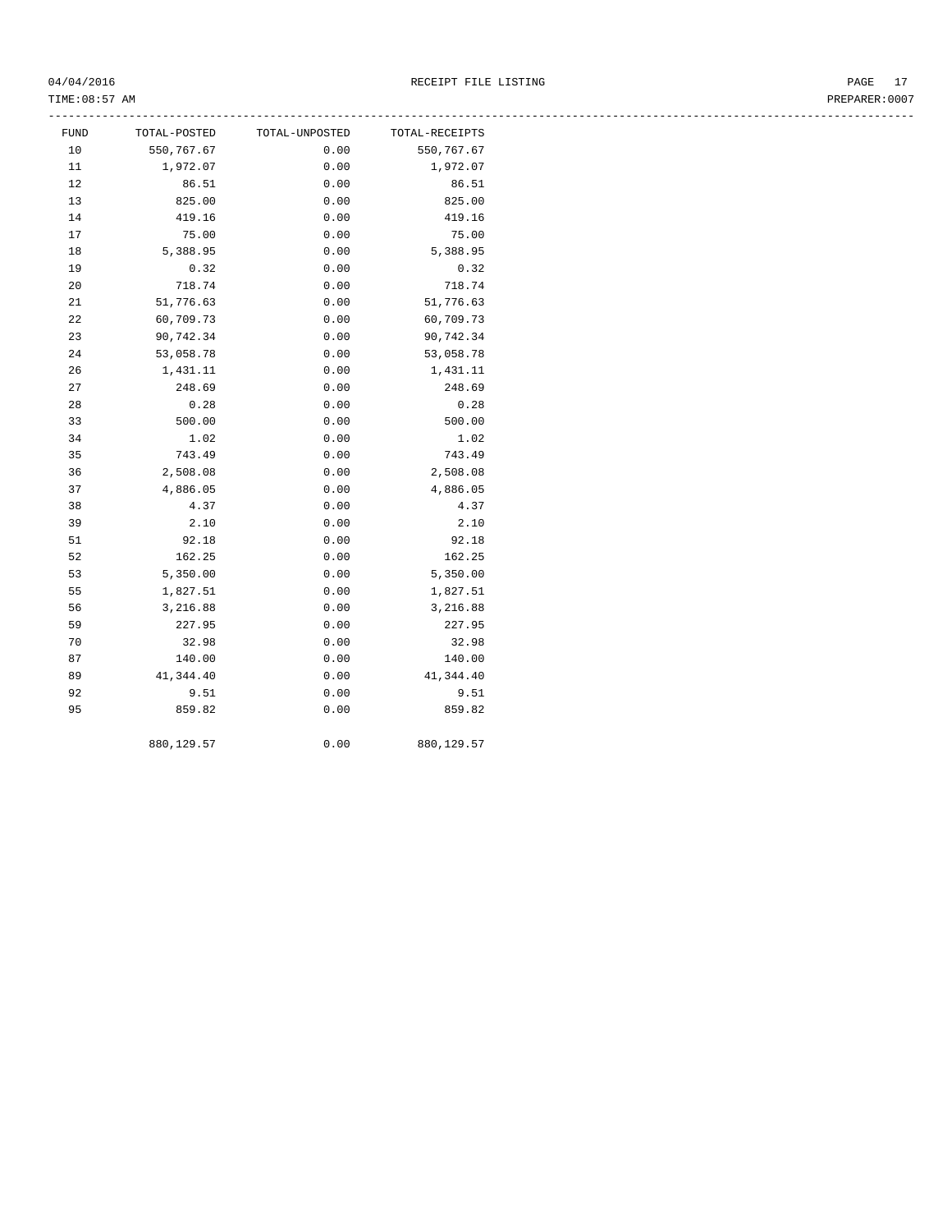04/04/2016 RECEIPT FILE LISTING

TIME:08:57 AM PREPARER:0007

| FUND | TOTAL-POSTED | TOTAL-UNPOSTED | TOTAL-RECEIPTS |
|---|---|---|---|
| 10 | 550,767.67 | 0.00 | 550,767.67 |
| 11 | 1,972.07 | 0.00 | 1,972.07 |
| 12 | 86.51 | 0.00 | 86.51 |
| 13 | 825.00 | 0.00 | 825.00 |
| 14 | 419.16 | 0.00 | 419.16 |
| 17 | 75.00 | 0.00 | 75.00 |
| 18 | 5,388.95 | 0.00 | 5,388.95 |
| 19 | 0.32 | 0.00 | 0.32 |
| 20 | 718.74 | 0.00 | 718.74 |
| 21 | 51,776.63 | 0.00 | 51,776.63 |
| 22 | 60,709.73 | 0.00 | 60,709.73 |
| 23 | 90,742.34 | 0.00 | 90,742.34 |
| 24 | 53,058.78 | 0.00 | 53,058.78 |
| 26 | 1,431.11 | 0.00 | 1,431.11 |
| 27 | 248.69 | 0.00 | 248.69 |
| 28 | 0.28 | 0.00 | 0.28 |
| 33 | 500.00 | 0.00 | 500.00 |
| 34 | 1.02 | 0.00 | 1.02 |
| 35 | 743.49 | 0.00 | 743.49 |
| 36 | 2,508.08 | 0.00 | 2,508.08 |
| 37 | 4,886.05 | 0.00 | 4,886.05 |
| 38 | 4.37 | 0.00 | 4.37 |
| 39 | 2.10 | 0.00 | 2.10 |
| 51 | 92.18 | 0.00 | 92.18 |
| 52 | 162.25 | 0.00 | 162.25 |
| 53 | 5,350.00 | 0.00 | 5,350.00 |
| 55 | 1,827.51 | 0.00 | 1,827.51 |
| 56 | 3,216.88 | 0.00 | 3,216.88 |
| 59 | 227.95 | 0.00 | 227.95 |
| 70 | 32.98 | 0.00 | 32.98 |
| 87 | 140.00 | 0.00 | 140.00 |
| 89 | 41,344.40 | 0.00 | 41,344.40 |
| 92 | 9.51 | 0.00 | 9.51 |
| 95 | 859.82 | 0.00 | 859.82 |
| | 880,129.57 | 0.00 | 880,129.57 |